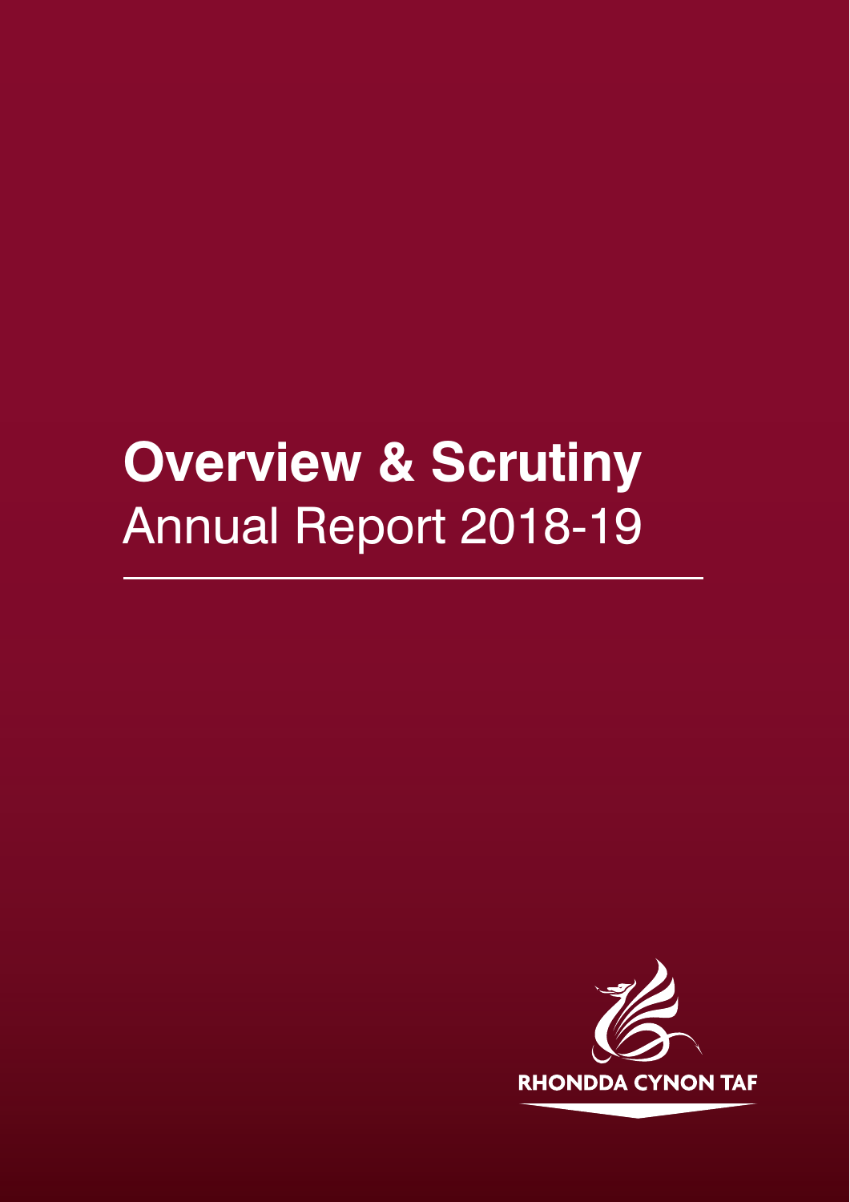# **Overview & Scrutiny** Annual Report 2018-19

RHONDDA CYNON TAF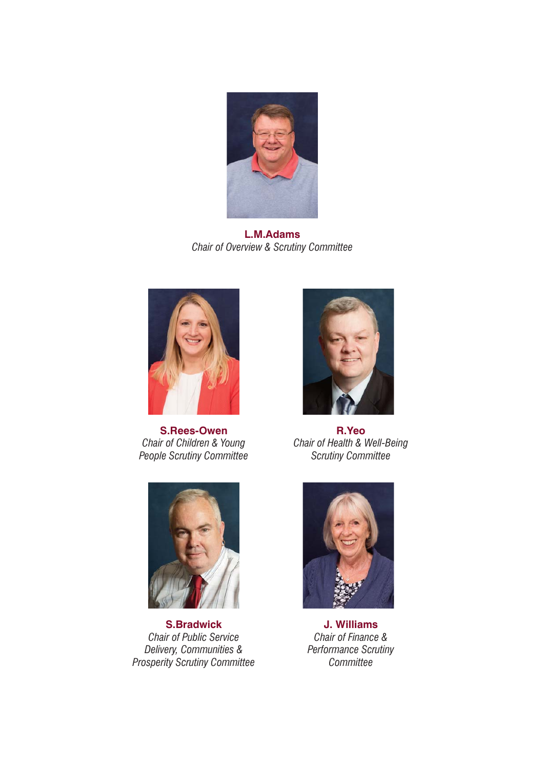**L.M.Adams**
*Chair of Overview & Scrutiny Committee*

**S.Rees-Owen**
*Chair of Children & Young People Scrutiny Committee*

**R.Yeo**
*Chair of Health & Well-Being Scrutiny Committee*

**S.Bradwick**
*Chair of Public Service Delivery, Communities & Prosperity Scrutiny Committee*

**J. Williams**
*Chair of Finance & Performance Scrutiny Committee*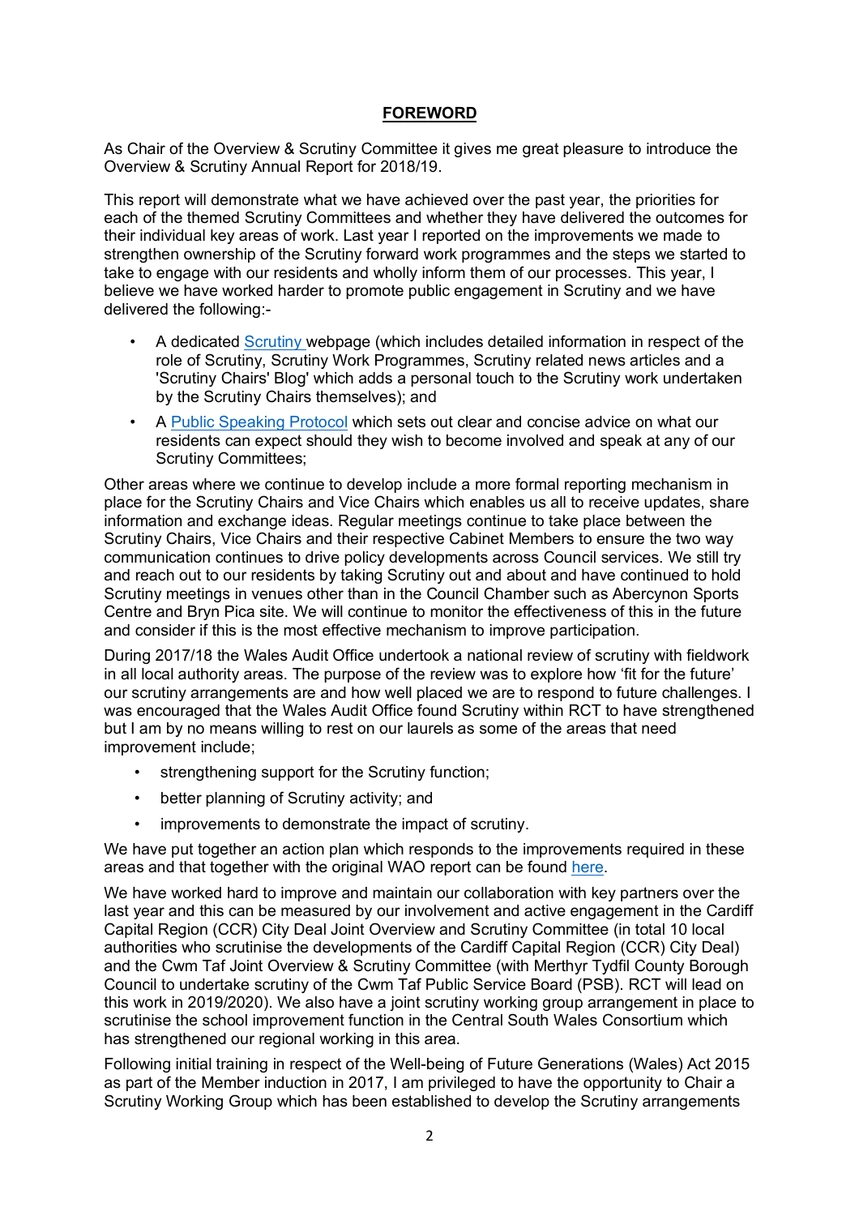## **FOREWORD**

As Chair of the Overview & Scrutiny Committee it gives me great pleasure to introduce the Overview & Scrutiny Annual Report for 2018/19.

This report will demonstrate what we have achieved over the past year, the priorities for each of the themed Scrutiny Committees and whether they have delivered the outcomes for their individual key areas of work. Last year I reported on the improvements we made to strengthen ownership of the Scrutiny forward work programmes and the steps we started to take to engage with our residents and wholly inform them of our processes. This year, I believe we have worked harder to promote public engagement in Scrutiny and we have delivered the following:-

- A dedicated Scrutiny webpage (which includes detailed information in respect of the role of Scrutiny, Scrutiny Work Programmes, Scrutiny related news articles and a 'Scrutiny Chairs' Blog' which adds a personal touch to the Scrutiny work undertaken by the Scrutiny Chairs themselves); and
- A Public Speaking Protocol which sets out clear and concise advice on what our residents can expect should they wish to become involved and speak at any of our Scrutiny Committees;

Other areas where we continue to develop include a more formal reporting mechanism in place for the Scrutiny Chairs and Vice Chairs which enables us all to receive updates, share information and exchange ideas. Regular meetings continue to take place between the Scrutiny Chairs, Vice Chairs and their respective Cabinet Members to ensure the two way communication continues to drive policy developments across Council services. We still try and reach out to our residents by taking Scrutiny out and about and have continued to hold Scrutiny meetings in venues other than in the Council Chamber such as Abercynon Sports Centre and Bryn Pica site. We will continue to monitor the effectiveness of this in the future and consider if this is the most effective mechanism to improve participation.

During 2017/18 the Wales Audit Office undertook a national review of scrutiny with fieldwork in all local authority areas. The purpose of the review was to explore how 'fit for the future' our scrutiny arrangements are and how well placed we are to respond to future challenges. I was encouraged that the Wales Audit Office found Scrutiny within RCT to have strengthened but I am by no means willing to rest on our laurels as some of the areas that need improvement include;

- strengthening support for the Scrutiny function;
- better planning of Scrutiny activity; and
- improvements to demonstrate the impact of scrutiny.

We have put together an action plan which responds to the improvements required in these areas and that together with the original WAO report can be found here.

We have worked hard to improve and maintain our collaboration with key partners over the last year and this can be measured by our involvement and active engagement in the Cardiff Capital Region (CCR) City Deal Joint Overview and Scrutiny Committee (in total 10 local authorities who scrutinise the developments of the Cardiff Capital Region (CCR) City Deal) and the Cwm Taf Joint Overview & Scrutiny Committee (with Merthyr Tydfil County Borough Council to undertake scrutiny of the Cwm Taf Public Service Board (PSB). RCT will lead on this work in 2019/2020). We also have a joint scrutiny working group arrangement in place to scrutinise the school improvement function in the Central South Wales Consortium which has strengthened our regional working in this area.

Following initial training in respect of the Well-being of Future Generations (Wales) Act 2015 as part of the Member induction in 2017, I am privileged to have the opportunity to Chair a Scrutiny Working Group which has been established to develop the Scrutiny arrangements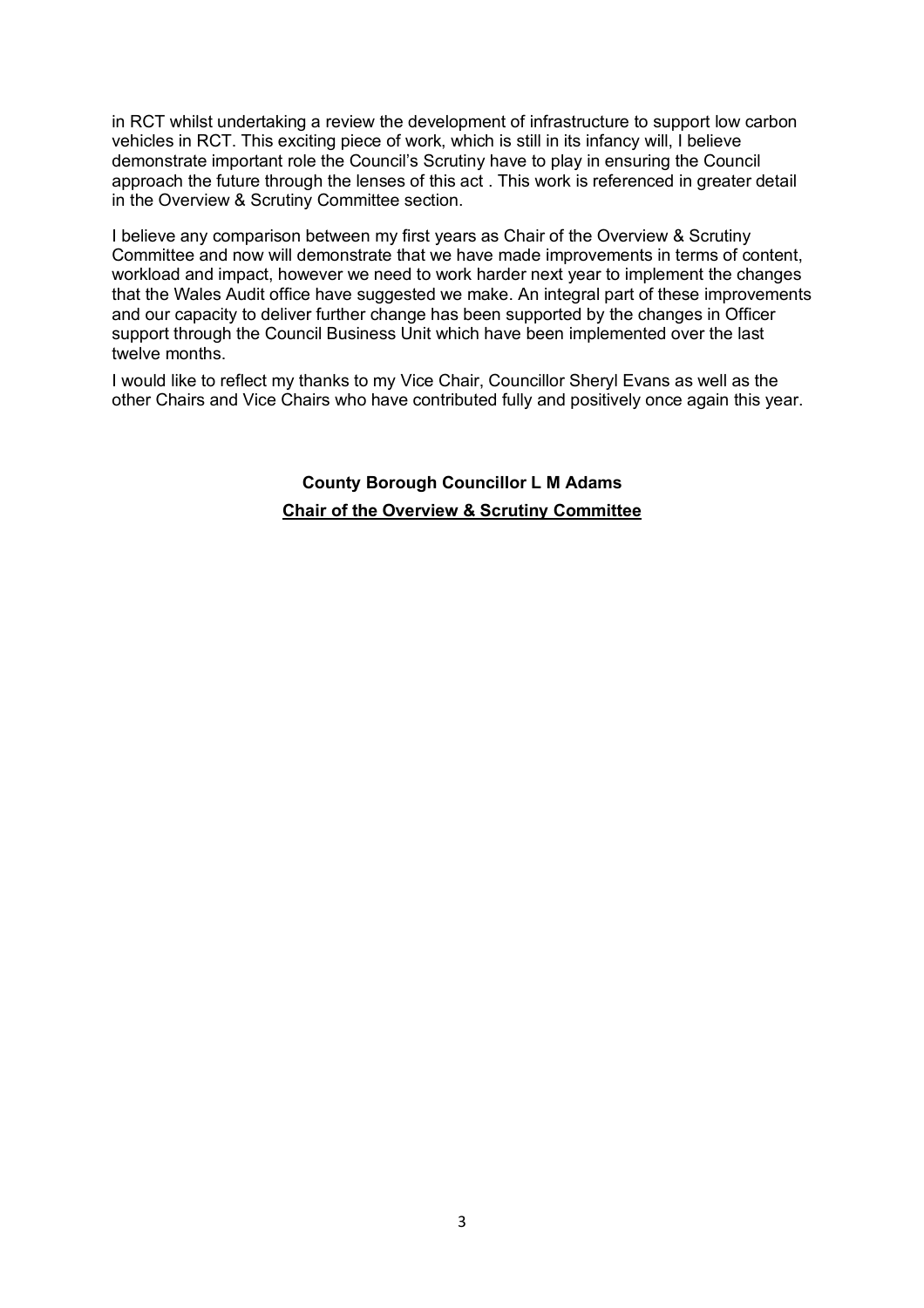in RCT whilst undertaking a review the development of infrastructure to support low carbon vehicles in RCT. This exciting piece of work, which is still in its infancy will, I believe demonstrate important role the Council's Scrutiny have to play in ensuring the Council approach the future through the lenses of this act . This work is referenced in greater detail in the Overview & Scrutiny Committee section.

I believe any comparison between my first years as Chair of the Overview & Scrutiny Committee and now will demonstrate that we have made improvements in terms of content, workload and impact, however we need to work harder next year to implement the changes that the Wales Audit office have suggested we make. An integral part of these improvements and our capacity to deliver further change has been supported by the changes in Officer support through the Council Business Unit which have been implemented over the last twelve months.

I would like to reflect my thanks to my Vice Chair, Councillor Sheryl Evans as well as the other Chairs and Vice Chairs who have contributed fully and positively once again this year.

**County Borough Councillor L M Adams**

**Chair of the Overview & Scrutiny Committee**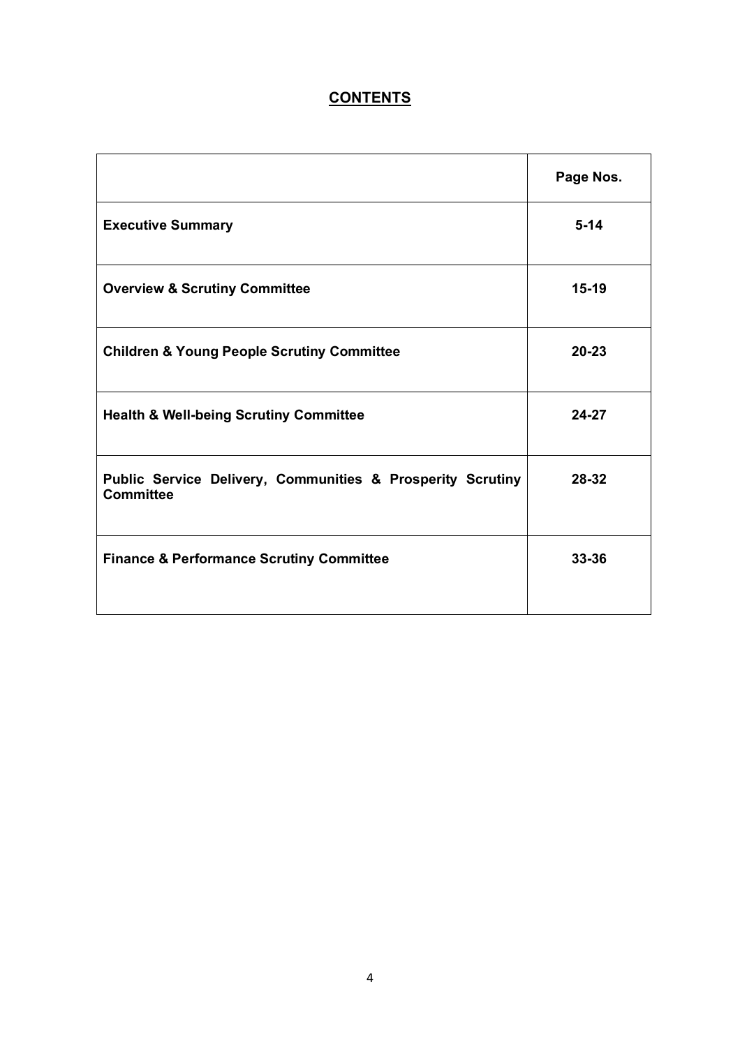# CONTENTS

| | Page Nos. |
|---|---|
| **Executive Summary** | **5-14** |
| **Overview & Scrutiny Committee** | **15-19** |
| **Children & Young People Scrutiny Committee** | **20-23** |
| **Health & Well-being Scrutiny Committee** | **24-27** |
| **Public Service Delivery, Communities & Prosperity Scrutiny Committee** | **28-32** |
| **Finance & Performance Scrutiny Committee** | **33-36** |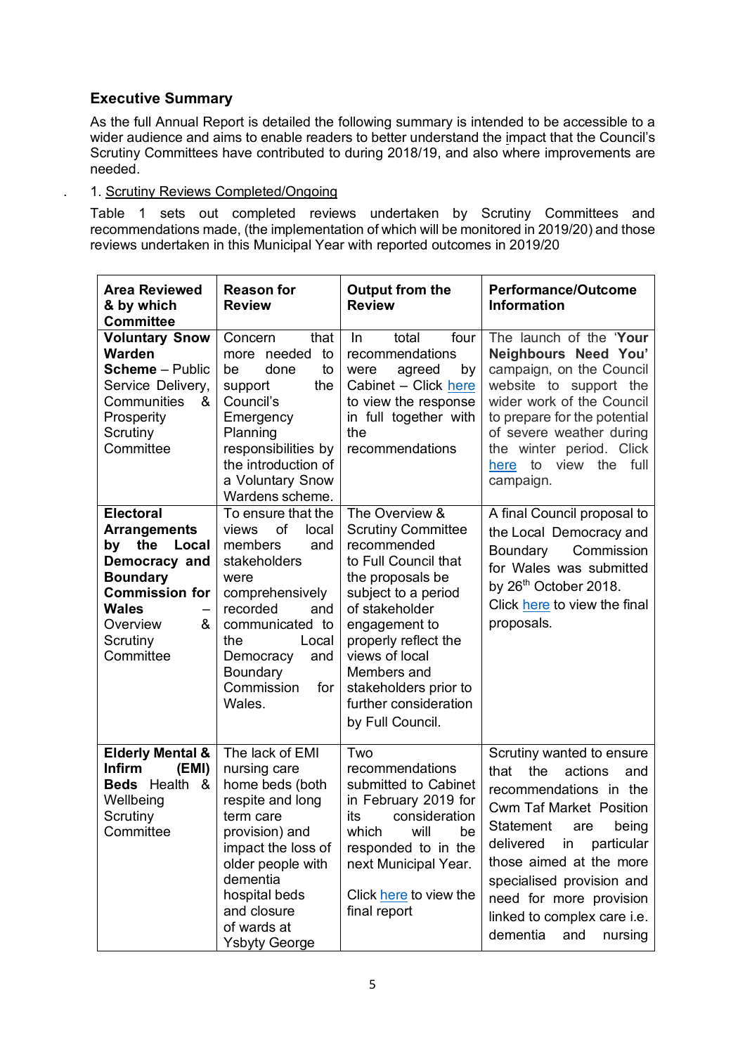## Executive Summary

As the full Annual Report is detailed the following summary is intended to be accessible to a wider audience and aims to enable readers to better understand the impact that the Council's Scrutiny Committees have contributed to during 2018/19, and also where improvements are needed.

1. Scrutiny Reviews Completed/Ongoing

Table 1 sets out completed reviews undertaken by Scrutiny Committees and recommendations made, (the implementation of which will be monitored in 2019/20) and those reviews undertaken in this Municipal Year with reported outcomes in 2019/20

| **Area Reviewed & by which Committee** | **Reason for Review** | **Output from the Review** | **Performance/Outcome Information** |
|---|---|---|---|
| **Voluntary Snow Warden Scheme** – Public Service Delivery, Communities & Prosperity Scrutiny Committee | Concern that more needed to be done to support the Council's Emergency Planning responsibilities by the introduction of a Voluntary Snow Wardens scheme. | In total four recommendations were agreed by Cabinet – Click here to view the response in full together with the recommendations | The launch of the '**Your Neighbours Need You'** campaign, on the Council website to support the wider work of the Council to prepare for the potential of severe weather during the winter period. Click here to view the full campaign. |
| **Electoral Arrangements by the Local Democracy and Boundary Commission for Wales** – Overview & Scrutiny Committee | To ensure that the views of local members and stakeholders were comprehensively recorded and communicated to the Local Democracy and Boundary Commission for Wales. | The Overview & Scrutiny Committee recommended to Full Council that the proposals be subject to a period of stakeholder engagement to properly reflect the views of local Members and stakeholders prior to further consideration by Full Council. | A final Council proposal to the Local Democracy and Boundary Commission for Wales was submitted by 26th October 2018. Click here to view the final proposals. |
| **Elderly Mental & Infirm (EMI) Beds** Health & Wellbeing Scrutiny Committee | The lack of EMI nursing care home beds (both respite and long term care provision) and impact the loss of older people with dementia hospital beds and closure of wards at Ysbyty George | Two recommendations submitted to Cabinet in February 2019 for its consideration which will be responded to in the next Municipal Year. Click here to view the final report | Scrutiny wanted to ensure that the actions and recommendations in the Cwm Taf Market Position Statement are being delivered in particular those aimed at the more specialised provision and need for more provision linked to complex care i.e. dementia and nursing |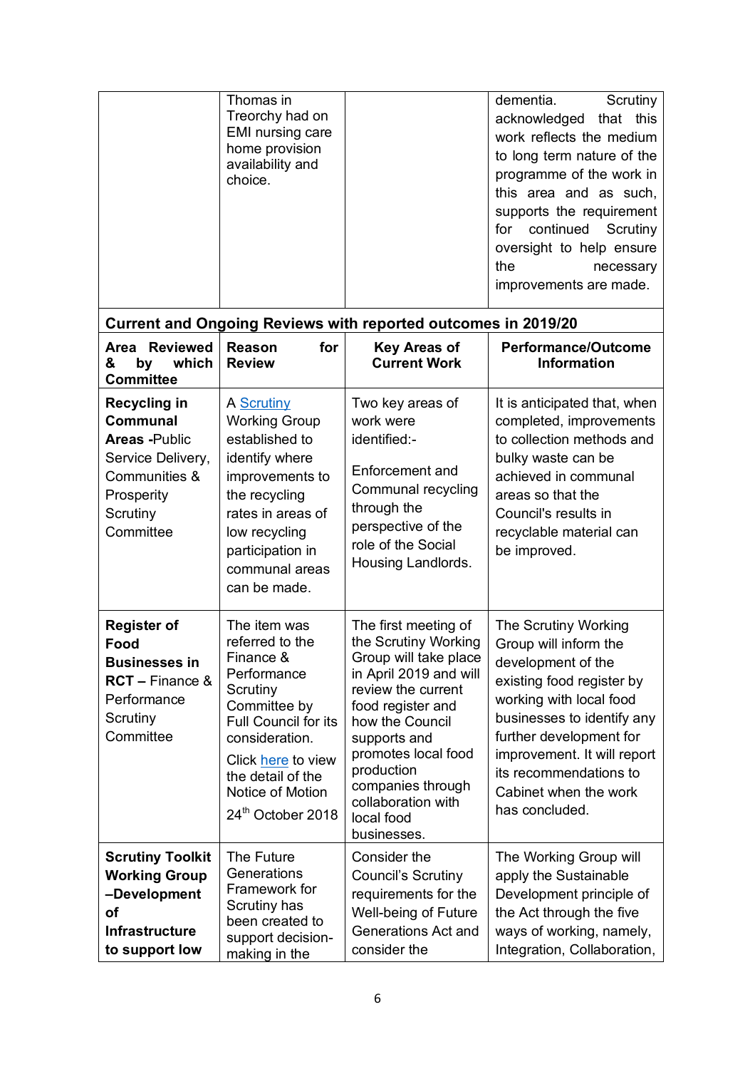| | Thomas in Treorchy had on EMI nursing care home provision availability and choice. | | dementia. Scrutiny acknowledged that this work reflects the medium to long term nature of the programme of the work in this area and as such, supports the requirement for continued Scrutiny oversight to help ensure the necessary improvements are made. |
|---|---|---|---|
| **Current and Ongoing Reviews with reported outcomes in 2019/20** | | | |
| **Area Reviewed & by which Committee** | **Reason for Review** | **Key Areas of Current Work** | **Performance/Outcome Information** |
| **Recycling in Communal Areas** -Public Service Delivery, Communities & Prosperity Scrutiny Committee | A Scrutiny Working Group established to identify where improvements to the recycling rates in areas of low recycling participation in communal areas can be made. | Two key areas of work were identified:-<br><br>Enforcement and Communal recycling through the perspective of the role of the Social Housing Landlords. | It is anticipated that, when completed, improvements to collection methods and bulky waste can be achieved in communal areas so that the Council's results in recyclable material can be improved. |
| **Register of Food Businesses in RCT** – Finance & Performance Scrutiny Committee | The item was referred to the Finance & Performance Scrutiny Committee by Full Council for its consideration.<br><br>Click here to view the detail of the Notice of Motion<br><br>24th October 2018 | The first meeting of the Scrutiny Working Group will take place in April 2019 and will review the current food register and how the Council supports and promotes local food production companies through collaboration with local food businesses. | The Scrutiny Working Group will inform the development of the existing food register by working with local food businesses to identify any further development for improvement. It will report its recommendations to Cabinet when the work has concluded. |
| **Scrutiny Toolkit Working Group –Development of Infrastructure to support low** | The Future Generations Framework for Scrutiny has been created to support decision-making in the | Consider the Council's Scrutiny requirements for the Well-being of Future Generations Act and consider the | The Working Group will apply the Sustainable Development principle of the Act through the five ways of working, namely, Integration, Collaboration, |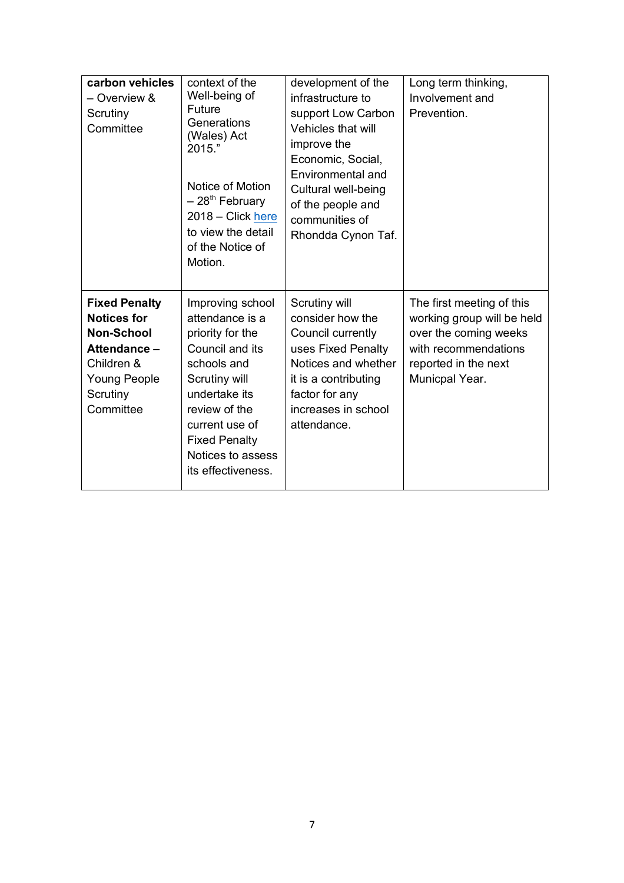| | | | |
|---|---|---|---|
| **carbon vehicles** – Overview & Scrutiny Committee | context of the Well-being of Future Generations (Wales) Act 2015."<br><br>Notice of Motion – 28th February 2018 – Click here to view the detail of the Notice of Motion. | development of the infrastructure to support Low Carbon Vehicles that will improve the Economic, Social, Environmental and Cultural well-being of the people and communities of Rhondda Cynon Taf. | Long term thinking, Involvement and Prevention. |
| **Fixed Penalty Notices for Non-School Attendance –** Children & Young People Scrutiny Committee | Improving school attendance is a priority for the Council and its schools and Scrutiny will undertake its review of the current use of Fixed Penalty Notices to assess its effectiveness. | Scrutiny will consider how the Council currently uses Fixed Penalty Notices and whether it is a contributing factor for any increases in school attendance. | The first meeting of this working group will be held over the coming weeks with recommendations reported in the next Municpal Year. |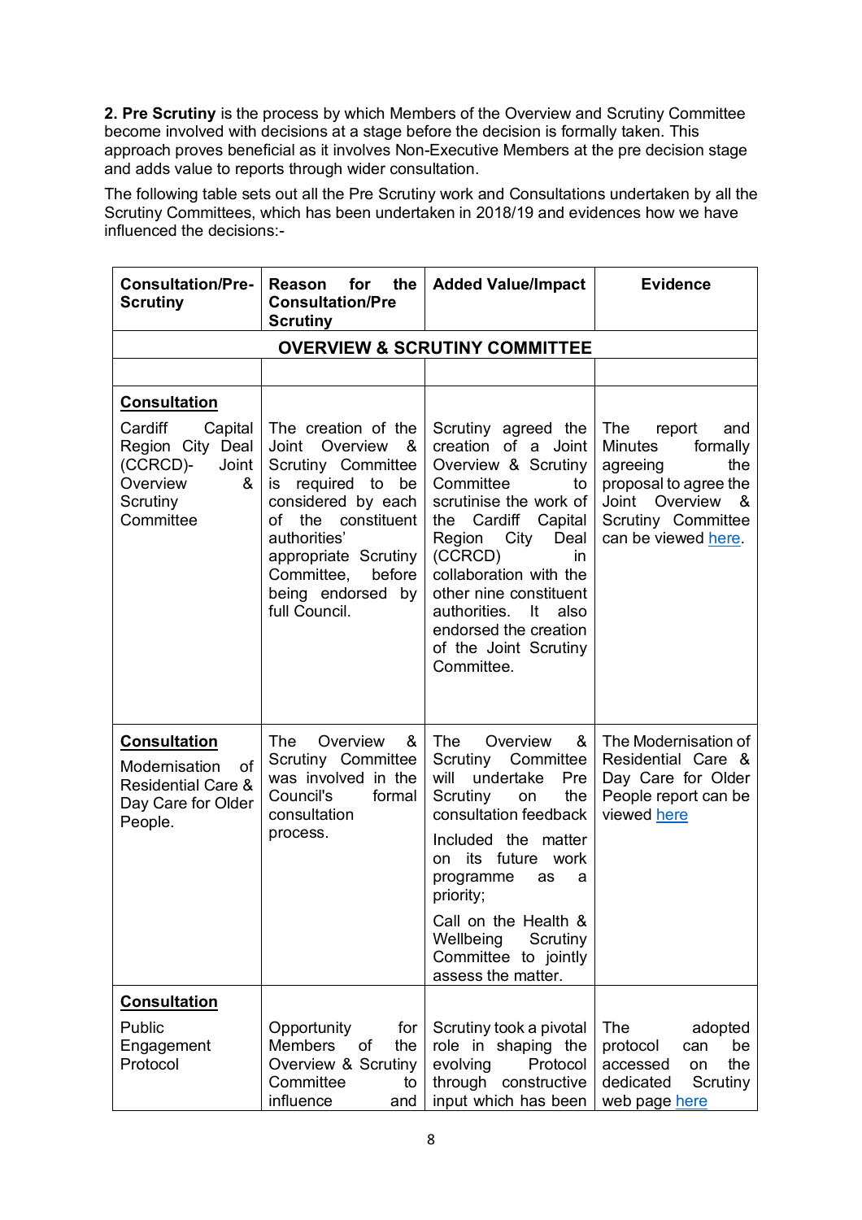**2. Pre Scrutiny** is the process by which Members of the Overview and Scrutiny Committee become involved with decisions at a stage before the decision is formally taken. This approach proves beneficial as it involves Non-Executive Members at the pre decision stage and adds value to reports through wider consultation.

The following table sets out all the Pre Scrutiny work and Consultations undertaken by all the Scrutiny Committees, which has been undertaken in 2018/19 and evidences how we have influenced the decisions:-

| Consultation/Pre-Scrutiny | Reason for the Consultation/Pre Scrutiny | Added Value/Impact | Evidence |
|---|---|---|---|
| **OVERVIEW & SCRUTINY COMMITTEE** | | | |
| | | | |
| **Consultation**<br>Cardiff Capital Region City Deal (CCRCD)- Joint Overview & Scrutiny Committee | The creation of the Joint Overview & Scrutiny Committee is required to be considered by each of the constituent authorities' appropriate Scrutiny Committee, before being endorsed by full Council. | Scrutiny agreed the creation of a Joint Overview & Scrutiny Committee to scrutinise the work of the Cardiff Capital Region City Deal (CCRCD) in collaboration with the other nine constituent authorities. It also endorsed the creation of the Joint Scrutiny Committee. | The report and Minutes formally agreeing the proposal to agree the Joint Overview & Scrutiny Committee can be viewed here. |
| **Consultation**<br>Modernisation of Residential Care & Day Care for Older People. | The Overview & Scrutiny Committee was involved in the Council's formal consultation process. | The Overview & Scrutiny Committee will undertake Pre Scrutiny on the consultation feedback<br><br>Included the matter on its future work programme as a priority;<br><br>Call on the Health & Wellbeing Scrutiny Committee to jointly assess the matter. | The Modernisation of Residential Care & Day Care for Older People report can be viewed here |
| **Consultation**<br>Public Engagement Protocol | Opportunity for Members of the Overview & Scrutiny Committee to influence and | Scrutiny took a pivotal role in shaping the evolving Protocol through constructive input which has been | The adopted protocol can be accessed on the dedicated Scrutiny web page here |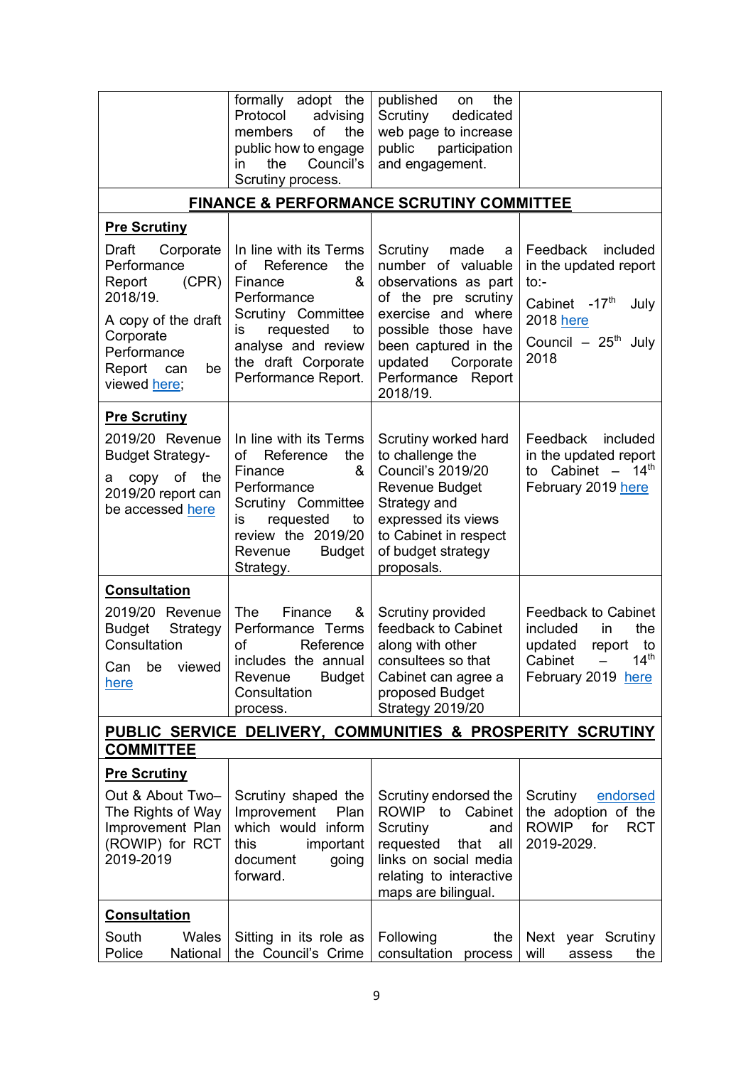| | | | |
|---|---|---|---|
| | formally adopt the Protocol advising members of the public how to engage in the Council's Scrutiny process. | published on the Scrutiny dedicated web page to increase public participation and engagement. | |
| **FINANCE & PERFORMANCE SCRUTINY COMMITTEE** | | | |
| **Pre Scrutiny**<br><br>Draft Corporate Performance Report (CPR) 2018/19.<br><br>A copy of the draft Corporate Performance Report can be viewed here; | In line with its Terms of Reference the Finance & Performance Scrutiny Committee is requested to analyse and review the draft Corporate Performance Report. | Scrutiny made a number of valuable observations as part of the pre scrutiny exercise and where possible those have been captured in the updated Corporate Performance Report 2018/19. | Feedback included in the updated report to:-<br><br>Cabinet -17th July 2018 here<br><br>Council – 25th July 2018 |
| **Pre Scrutiny**<br><br>2019/20 Revenue Budget Strategy-<br><br>a copy of the 2019/20 report can be accessed here | In line with its Terms of Reference the Finance & Performance Scrutiny Committee is requested to review the 2019/20 Revenue Budget Strategy. | Scrutiny worked hard to challenge the Council's 2019/20 Revenue Budget Strategy and expressed its views to Cabinet in respect of budget strategy proposals. | Feedback included in the updated report to Cabinet – 14th February 2019 here |
| **Consultation**<br><br>2019/20 Revenue Budget Strategy Consultation<br><br>Can be viewed here | The Finance & Performance Terms of Reference includes the annual Revenue Budget Consultation process. | Scrutiny provided feedback to Cabinet along with other consultees so that Cabinet can agree a proposed Budget Strategy 2019/20 | Feedback to Cabinet included in the updated report to Cabinet – 14th February 2019 here |
| **PUBLIC SERVICE DELIVERY, COMMUNITIES & PROSPERITY SCRUTINY COMMITTEE** | | | |
| **Pre Scrutiny**<br><br>Out & About Two– The Rights of Way Improvement Plan (ROWIP) for RCT 2019-2019 | Scrutiny shaped the Improvement Plan which would inform this important document going forward. | Scrutiny endorsed the ROWIP to Cabinet Scrutiny and requested that all links on social media relating to interactive maps are bilingual. | Scrutiny endorsed the adoption of the ROWIP for RCT 2019-2029. |
| **Consultation**<br><br>South Wales Police National | Sitting in its role as the Council's Crime | Following the consultation process | Next year Scrutiny will assess the |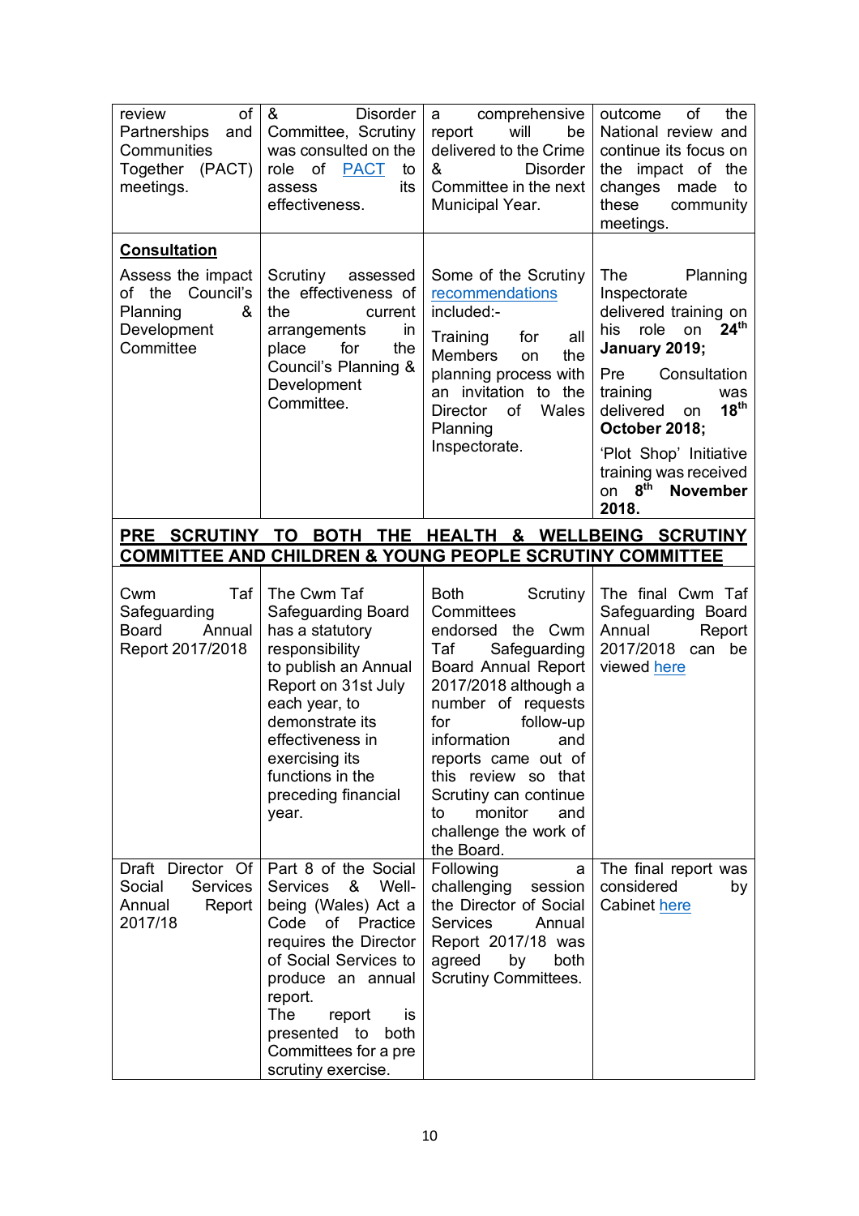| | | | |
|---|---|---|---|
| review of Partnerships and Communities Together (PACT) meetings. | & Disorder Committee, Scrutiny was consulted on the role of PACT to assess its effectiveness. | a comprehensive report will be delivered to the Crime & Disorder Committee in the next Municipal Year. | outcome of the National review and continue its focus on the impact of the changes made to these community meetings. |
| **Consultation** Assess the impact of the Council's Planning & Development Committee | Scrutiny assessed the effectiveness of the current arrangements in place for the Council's Planning & Development Committee. | Some of the Scrutiny recommendations included:- Training for all Members on the planning process with an invitation to the Director of Wales Planning Inspectorate. | The Planning Inspectorate delivered training on his role on **24th January 2019;** Pre Consultation training was delivered on **18th October 2018;** 'Plot Shop' Initiative training was received on **8th November 2018.** |
| **PRE SCRUTINY TO BOTH THE HEALTH & WELLBEING SCRUTINY COMMITTEE AND CHILDREN & YOUNG PEOPLE SCRUTINY COMMITTEE** | | | |
| Cwm Taf Safeguarding Board Annual Report 2017/2018 | The Cwm Taf Safeguarding Board has a statutory responsibility to publish an Annual Report on 31st July each year, to demonstrate its effectiveness in exercising its functions in the preceding financial year. | Both Scrutiny Committees endorsed the Cwm Taf Safeguarding Board Annual Report 2017/2018 although a number of requests for follow-up information and reports came out of this review so that Scrutiny can continue to monitor and challenge the work of the Board. | The final Cwm Taf Safeguarding Board Annual Report 2017/2018 can be viewed here |
| Draft Director Of Social Services Annual Report 2017/18 | Part 8 of the Social Services & Well-being (Wales) Act a Code of Practice requires the Director of Social Services to produce an annual report. The report is presented to both Committees for a pre scrutiny exercise. | Following a challenging session the Director of Social Services Annual Report 2017/18 was agreed by both Scrutiny Committees. | The final report was considered by Cabinet here |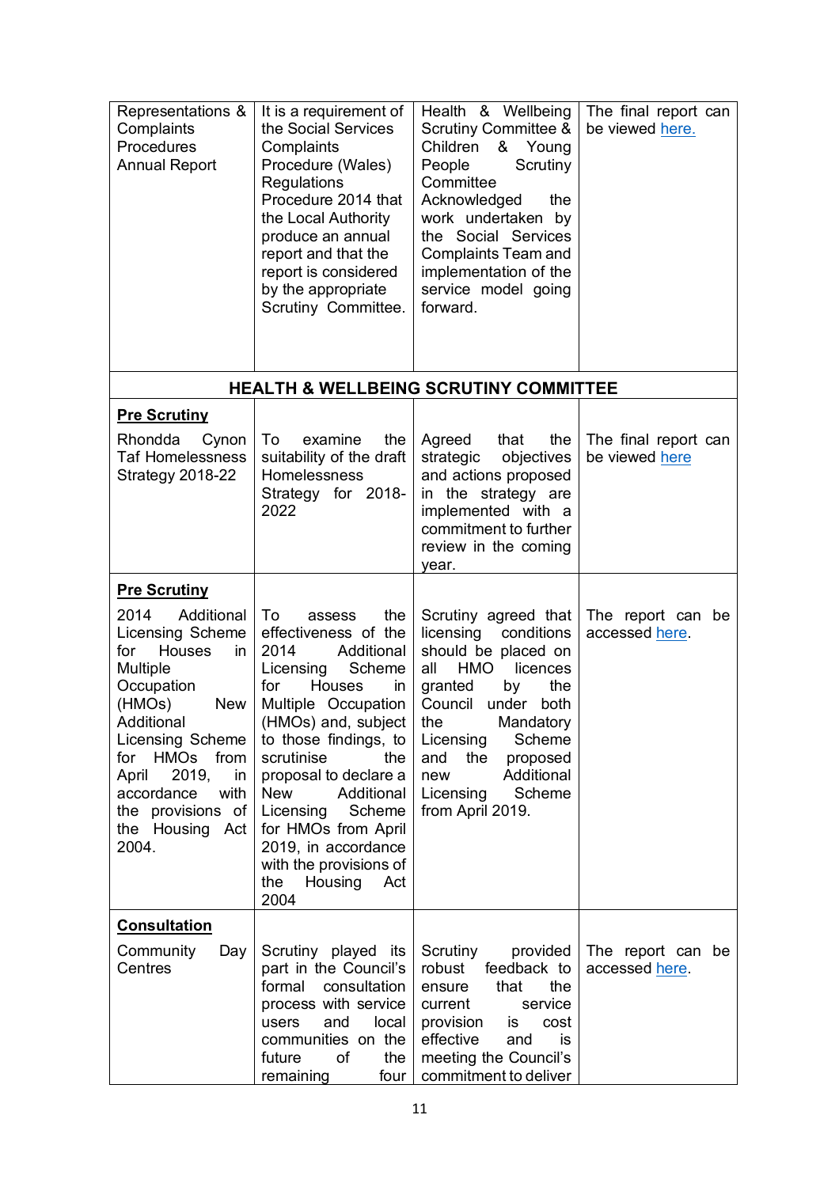| | | | |
|---|---|---|---|
| Representations & Complaints Procedures Annual Report | It is a requirement of the Social Services Complaints Procedure (Wales) Regulations Procedure 2014 that the Local Authority produce an annual report and that the report is considered by the appropriate Scrutiny Committee. | Health & Wellbeing Scrutiny Committee & Children & Young People Scrutiny Committee Acknowledged the work undertaken by the Social Services Complaints Team and implementation of the service model going forward. | The final report can be viewed here. |
| **HEALTH & WELLBEING SCRUTINY COMMITTEE** | | | |
| **Pre Scrutiny**<br><br>Rhondda Cynon Taf Homelessness Strategy 2018-22 | To examine the suitability of the draft Homelessness Strategy for 2018-2022 | Agreed that the strategic objectives and actions proposed in the strategy are implemented with a commitment to further review in the coming year. | The final report can be viewed here |
| **Pre Scrutiny**<br><br>2014 Additional Licensing Scheme for Houses in Multiple Occupation (HMOs) New Additional Licensing Scheme for HMOs from April 2019, in accordance with the provisions of the Housing Act 2004. | To assess the effectiveness of the 2014 Additional Licensing Scheme for Houses in Multiple Occupation (HMOs) and, subject to those findings, to scrutinise the proposal to declare a New Additional Licensing Scheme for HMOs from April 2019, in accordance with the provisions of the Housing Act 2004 | Scrutiny agreed that licensing conditions should be placed on all HMO licences granted by the Council under both the Mandatory Licensing Scheme and the proposed new Additional Licensing Scheme from April 2019. | The report can be accessed here. |
| **Consultation**<br><br>Community Day Centres | Scrutiny played its part in the Council's formal consultation process with service users and local communities on the future of the remaining four | Scrutiny provided robust feedback to ensure that the current service provision is cost effective and is meeting the Council's commitment to deliver | The report can be accessed here. |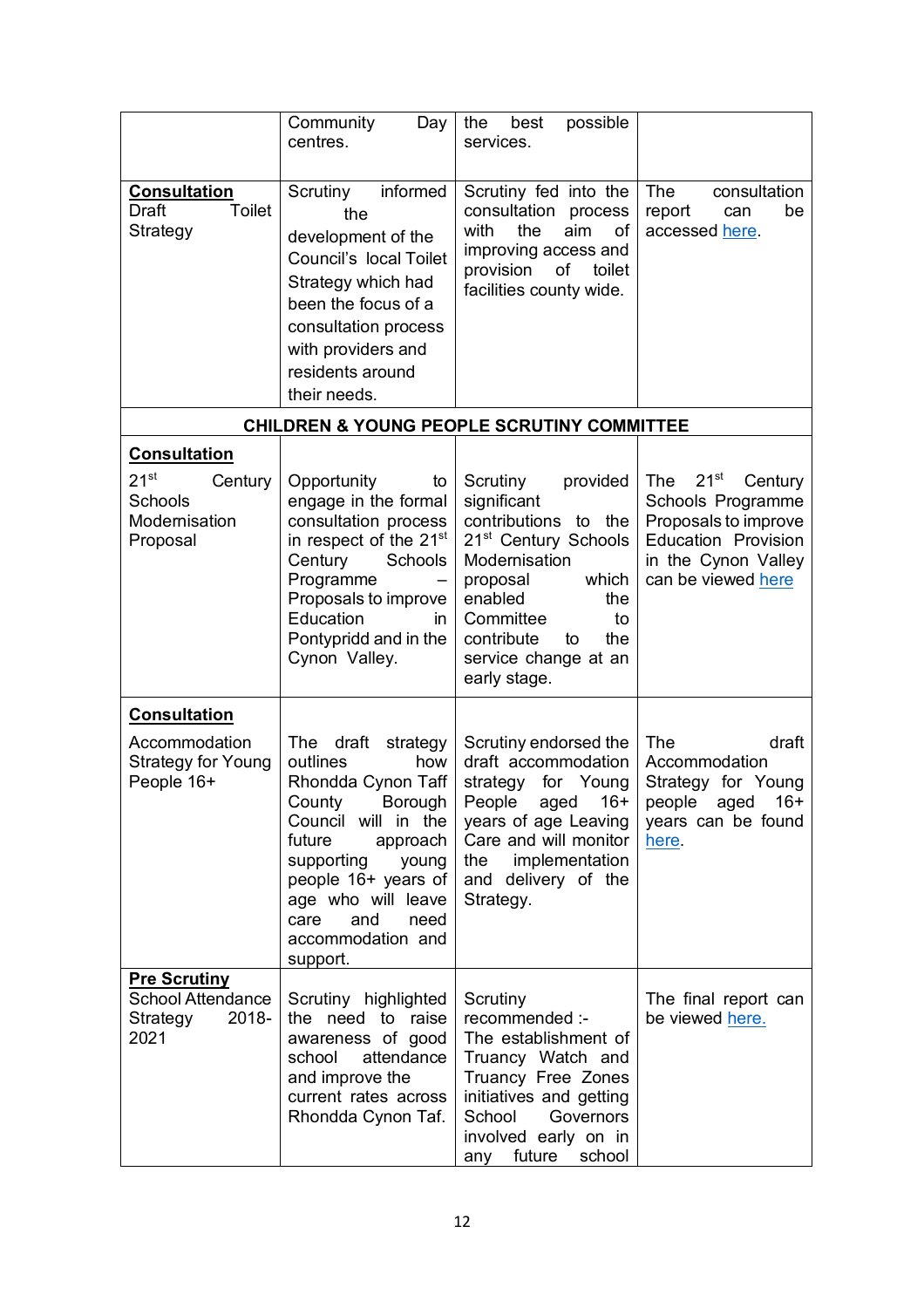| | | | |
|---|---|---|---|
| | Community Day centres. | the best possible services. | |
| **Consultation** Draft Toilet Strategy | Scrutiny informed the development of the Council's local Toilet Strategy which had been the focus of a consultation process with providers and residents around their needs. | Scrutiny fed into the consultation process with the aim of improving access and provision of toilet facilities county wide. | The consultation report can be accessed here. |
| **CHILDREN & YOUNG PEOPLE SCRUTINY COMMITTEE** | | | |
| **Consultation** 21st Century Schools Modernisation Proposal | Opportunity to engage in the formal consultation process in respect of the 21st Century Schools Programme – Proposals to improve Education in Pontypridd and in the Cynon Valley. | Scrutiny provided significant contributions to the 21st Century Schools Modernisation proposal which enabled the Committee to contribute to the service change at an early stage. | The 21st Century Schools Programme Proposals to improve Education Provision in the Cynon Valley can be viewed here |
| **Consultation** Accommodation Strategy for Young People 16+ | The draft strategy outlines how Rhondda Cynon Taff County Borough Council will in the future approach supporting young people 16+ years of age who will leave care and need accommodation and support. | Scrutiny endorsed the draft accommodation strategy for Young People aged 16+ years of age Leaving Care and will monitor the implementation and delivery of the Strategy. | The draft Accommodation Strategy for Young people aged 16+ years can be found here. |
| **Pre Scrutiny** School Attendance Strategy 2018-2021 | Scrutiny highlighted the need to raise awareness of good school attendance and improve the current rates across Rhondda Cynon Taf. | Scrutiny recommended :- The establishment of Truancy Watch and Truancy Free Zones initiatives and getting School Governors involved early on in any future school | The final report can be viewed here. |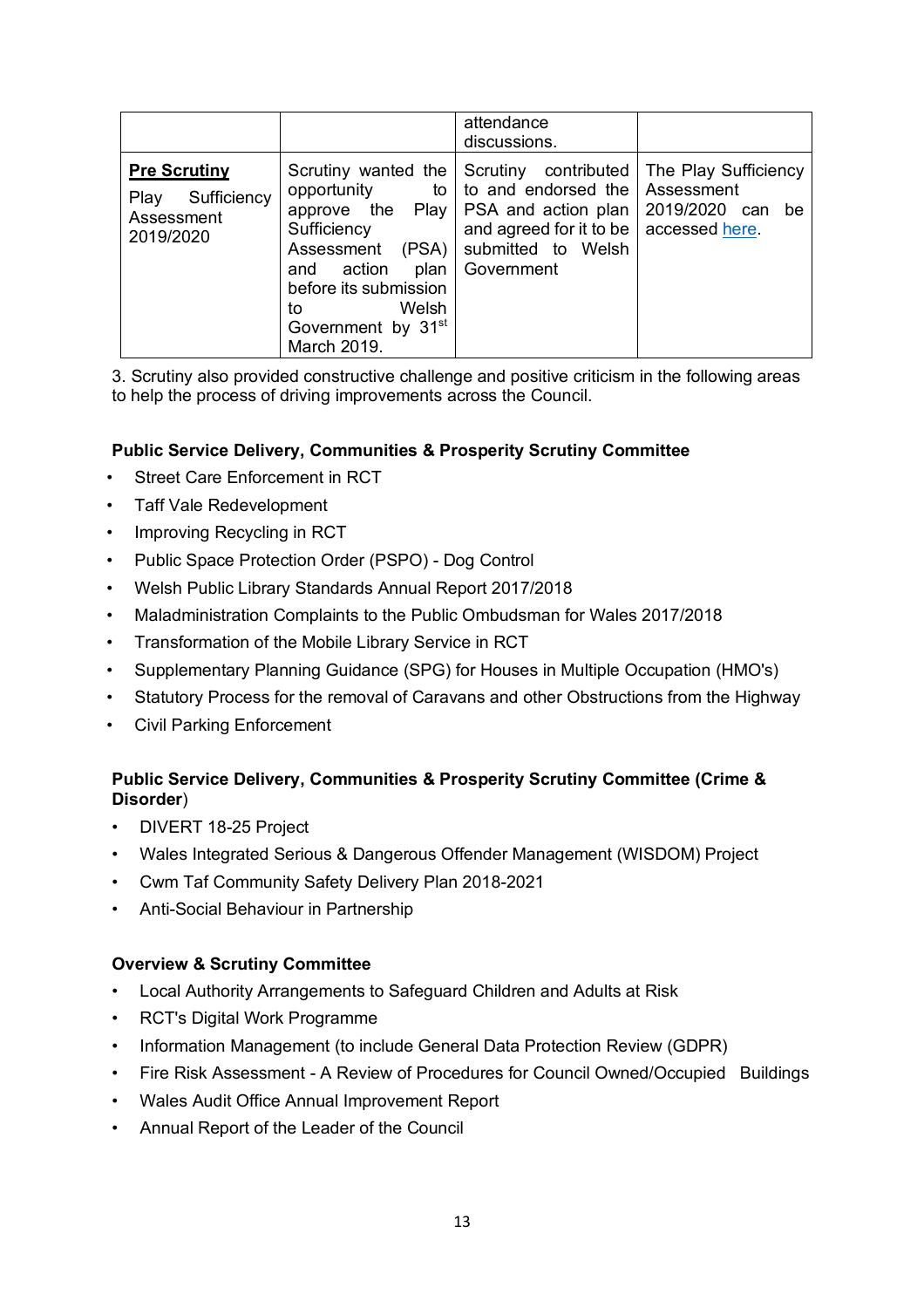| | | attendance discussions. | |
|---|---|---|---|
| **Pre Scrutiny** Play Sufficiency Assessment 2019/2020 | Scrutiny wanted the opportunity to approve the Play Sufficiency Assessment (PSA) and action plan before its submission to Welsh Government by 31st March 2019. | Scrutiny contributed to and endorsed the PSA and action plan and agreed for it to be submitted to Welsh Government | The Play Sufficiency Assessment 2019/2020 can be accessed here. |

3. Scrutiny also provided constructive challenge and positive criticism in the following areas to help the process of driving improvements across the Council.

**Public Service Delivery, Communities & Prosperity Scrutiny Committee**

- Street Care Enforcement in RCT
- Taff Vale Redevelopment
- Improving Recycling in RCT
- Public Space Protection Order (PSPO) - Dog Control
- Welsh Public Library Standards Annual Report 2017/2018
- Maladministration Complaints to the Public Ombudsman for Wales 2017/2018
- Transformation of the Mobile Library Service in RCT
- Supplementary Planning Guidance (SPG) for Houses in Multiple Occupation (HMO's)
- Statutory Process for the removal of Caravans and other Obstructions from the Highway
- Civil Parking Enforcement

**Public Service Delivery, Communities & Prosperity Scrutiny Committee (Crime & Disorder**)

- DIVERT 18-25 Project
- Wales Integrated Serious & Dangerous Offender Management (WISDOM) Project
- Cwm Taf Community Safety Delivery Plan 2018-2021
- Anti-Social Behaviour in Partnership

**Overview & Scrutiny Committee**

- Local Authority Arrangements to Safeguard Children and Adults at Risk
- RCT's Digital Work Programme
- Information Management (to include General Data Protection Review (GDPR)
- Fire Risk Assessment - A Review of Procedures for Council Owned/Occupied Buildings
- Wales Audit Office Annual Improvement Report
- Annual Report of the Leader of the Council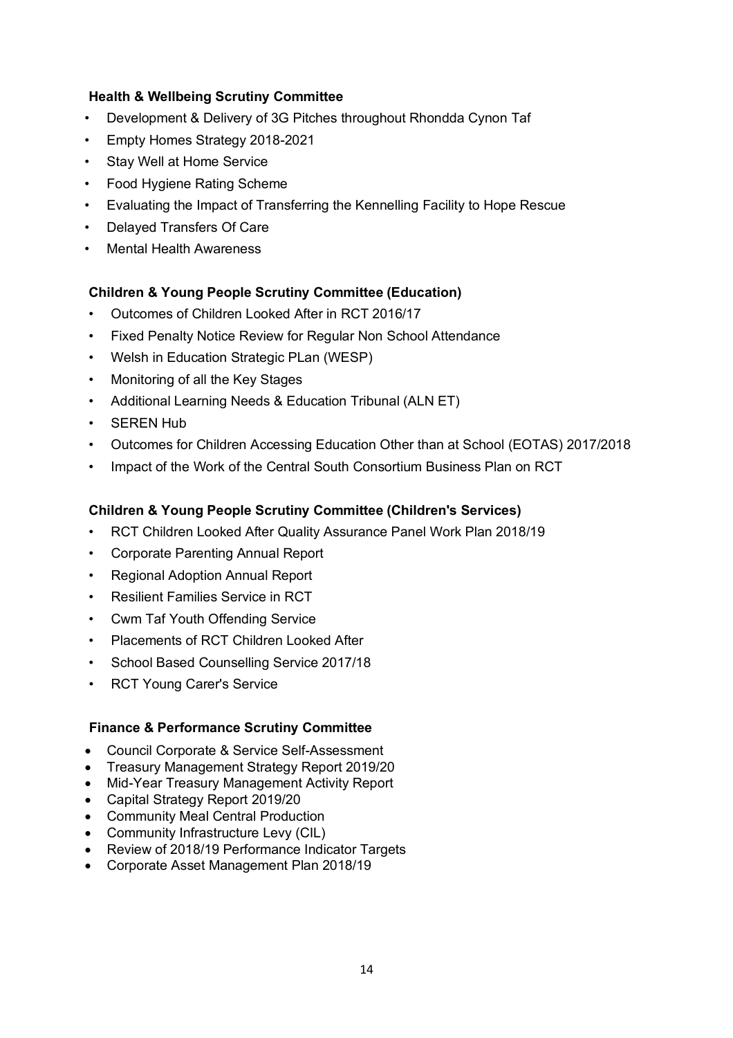**Health & Wellbeing Scrutiny Committee**

- Development & Delivery of 3G Pitches throughout Rhondda Cynon Taf
- Empty Homes Strategy 2018-2021
- Stay Well at Home Service
- Food Hygiene Rating Scheme
- Evaluating the Impact of Transferring the Kennelling Facility to Hope Rescue
- Delayed Transfers Of Care
- Mental Health Awareness

**Children & Young People Scrutiny Committee (Education)**

- Outcomes of Children Looked After in RCT 2016/17
- Fixed Penalty Notice Review for Regular Non School Attendance
- Welsh in Education Strategic PLan (WESP)
- Monitoring of all the Key Stages
- Additional Learning Needs & Education Tribunal (ALN ET)
- SEREN Hub
- Outcomes for Children Accessing Education Other than at School (EOTAS) 2017/2018
- Impact of the Work of the Central South Consortium Business Plan on RCT

**Children & Young People Scrutiny Committee (Children's Services)**

- RCT Children Looked After Quality Assurance Panel Work Plan 2018/19
- Corporate Parenting Annual Report
- Regional Adoption Annual Report
- Resilient Families Service in RCT
- Cwm Taf Youth Offending Service
- Placements of RCT Children Looked After
- School Based Counselling Service 2017/18
- RCT Young Carer's Service

**Finance & Performance Scrutiny Committee**

- Council Corporate & Service Self-Assessment
- Treasury Management Strategy Report 2019/20
- Mid-Year Treasury Management Activity Report
- Capital Strategy Report 2019/20
- Community Meal Central Production
- Community Infrastructure Levy (CIL)
- Review of 2018/19 Performance Indicator Targets
- Corporate Asset Management Plan 2018/19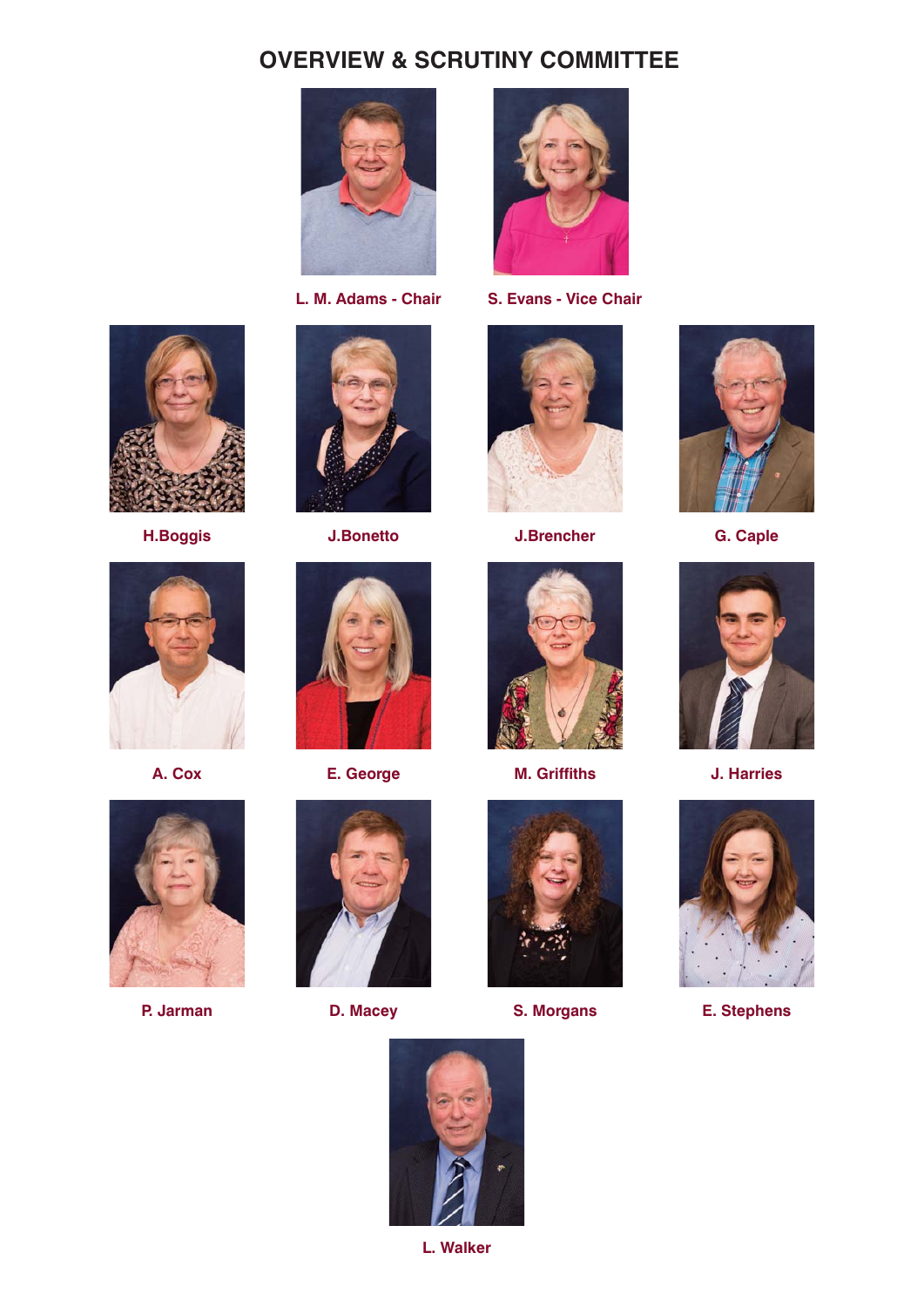# OVERVIEW & SCRUTINY COMMITTEE

L. M. Adams - Chair

S. Evans - Vice Chair

H.Boggis

J.Bonetto

J.Brencher

G. Caple

A. Cox

E. George

M. Griffiths

J. Harries

P. Jarman

D. Macey

S. Morgans

E. Stephens

L. Walker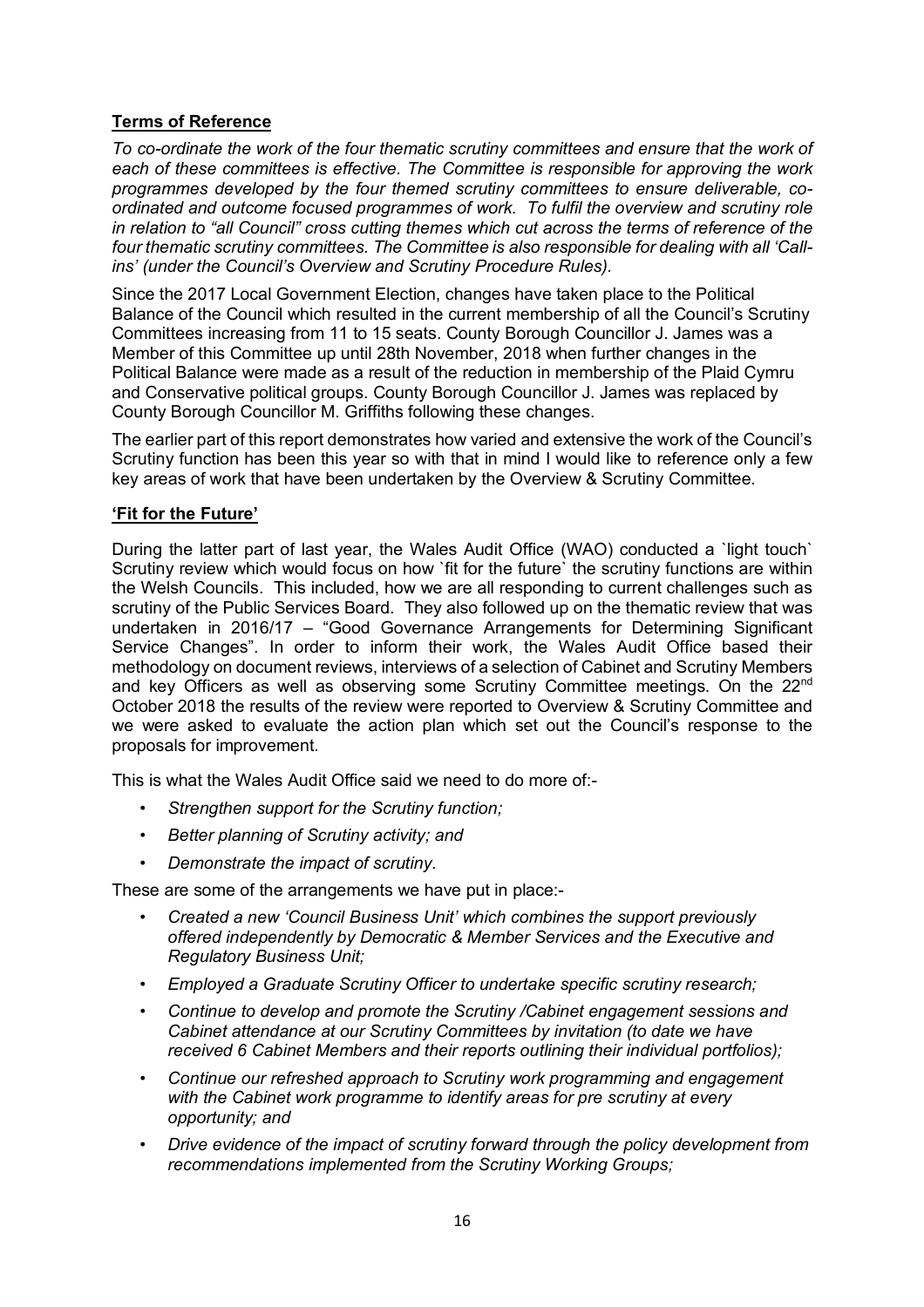**Terms of Reference**

*To co-ordinate the work of the four thematic scrutiny committees and ensure that the work of each of these committees is effective. The Committee is responsible for approving the work programmes developed by the four themed scrutiny committees to ensure deliverable, co-ordinated and outcome focused programmes of work. To fulfil the overview and scrutiny role in relation to "all Council" cross cutting themes which cut across the terms of reference of the four thematic scrutiny committees. The Committee is also responsible for dealing with all 'Call-ins' (under the Council's Overview and Scrutiny Procedure Rules).*

Since the 2017 Local Government Election, changes have taken place to the Political Balance of the Council which resulted in the current membership of all the Council's Scrutiny Committees increasing from 11 to 15 seats. County Borough Councillor J. James was a Member of this Committee up until 28th November, 2018 when further changes in the Political Balance were made as a result of the reduction in membership of the Plaid Cymru and Conservative political groups. County Borough Councillor J. James was replaced by County Borough Councillor M. Griffiths following these changes.

The earlier part of this report demonstrates how varied and extensive the work of the Council's Scrutiny function has been this year so with that in mind I would like to reference only a few key areas of work that have been undertaken by the Overview & Scrutiny Committee.

**'Fit for the Future'**

During the latter part of last year, the Wales Audit Office (WAO) conducted a `light touch` Scrutiny review which would focus on how `fit for the future` the scrutiny functions are within the Welsh Councils. This included, how we are all responding to current challenges such as scrutiny of the Public Services Board. They also followed up on the thematic review that was undertaken in 2016/17 – "Good Governance Arrangements for Determining Significant Service Changes". In order to inform their work, the Wales Audit Office based their methodology on document reviews, interviews of a selection of Cabinet and Scrutiny Members and key Officers as well as observing some Scrutiny Committee meetings. On the 22nd October 2018 the results of the review were reported to Overview & Scrutiny Committee and we were asked to evaluate the action plan which set out the Council's response to the proposals for improvement.

This is what the Wales Audit Office said we need to do more of:-

- *Strengthen support for the Scrutiny function;*
- *Better planning of Scrutiny activity; and*
- *Demonstrate the impact of scrutiny.*

These are some of the arrangements we have put in place:-

- *Created a new 'Council Business Unit' which combines the support previously offered independently by Democratic & Member Services and the Executive and Regulatory Business Unit;*
- *Employed a Graduate Scrutiny Officer to undertake specific scrutiny research;*
- *Continue to develop and promote the Scrutiny /Cabinet engagement sessions and Cabinet attendance at our Scrutiny Committees by invitation (to date we have received 6 Cabinet Members and their reports outlining their individual portfolios);*
- *Continue our refreshed approach to Scrutiny work programming and engagement with the Cabinet work programme to identify areas for pre scrutiny at every opportunity; and*
- *Drive evidence of the impact of scrutiny forward through the policy development from recommendations implemented from the Scrutiny Working Groups;*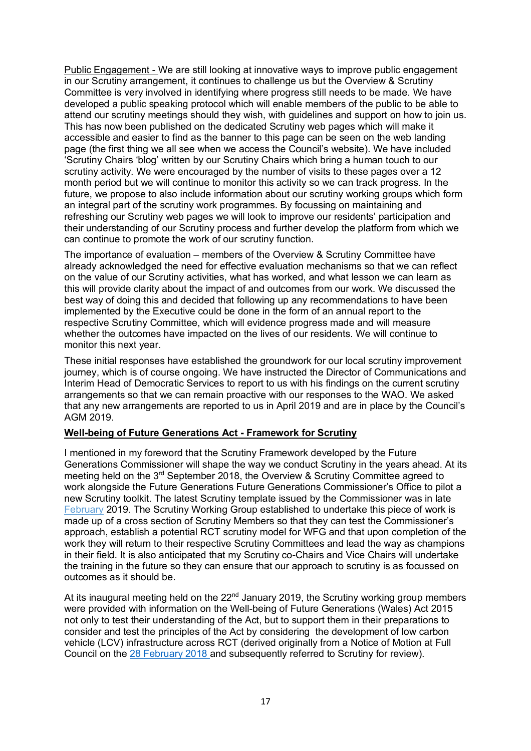Public Engagement - We are still looking at innovative ways to improve public engagement in our Scrutiny arrangement, it continues to challenge us but the Overview & Scrutiny Committee is very involved in identifying where progress still needs to be made. We have developed a public speaking protocol which will enable members of the public to be able to attend our scrutiny meetings should they wish, with guidelines and support on how to join us. This has now been published on the dedicated Scrutiny web pages which will make it accessible and easier to find as the banner to this page can be seen on the web landing page (the first thing we all see when we access the Council's website). We have included 'Scrutiny Chairs 'blog' written by our Scrutiny Chairs which bring a human touch to our scrutiny activity. We were encouraged by the number of visits to these pages over a 12 month period but we will continue to monitor this activity so we can track progress. In the future, we propose to also include information about our scrutiny working groups which form an integral part of the scrutiny work programmes. By focussing on maintaining and refreshing our Scrutiny web pages we will look to improve our residents' participation and their understanding of our Scrutiny process and further develop the platform from which we can continue to promote the work of our scrutiny function.

The importance of evaluation – members of the Overview & Scrutiny Committee have already acknowledged the need for effective evaluation mechanisms so that we can reflect on the value of our Scrutiny activities, what has worked, and what lesson we can learn as this will provide clarity about the impact of and outcomes from our work. We discussed the best way of doing this and decided that following up any recommendations to have been implemented by the Executive could be done in the form of an annual report to the respective Scrutiny Committee, which will evidence progress made and will measure whether the outcomes have impacted on the lives of our residents. We will continue to monitor this next year.

These initial responses have established the groundwork for our local scrutiny improvement journey, which is of course ongoing. We have instructed the Director of Communications and Interim Head of Democratic Services to report to us with his findings on the current scrutiny arrangements so that we can remain proactive with our responses to the WAO. We asked that any new arrangements are reported to us in April 2019 and are in place by the Council's AGM 2019.

**Well-being of Future Generations Act - Framework for Scrutiny**

I mentioned in my foreword that the Scrutiny Framework developed by the Future Generations Commissioner will shape the way we conduct Scrutiny in the years ahead. At its meeting held on the 3rd September 2018, the Overview & Scrutiny Committee agreed to work alongside the Future Generations Future Generations Commissioner's Office to pilot a new Scrutiny toolkit. The latest Scrutiny template issued by the Commissioner was in late February 2019. The Scrutiny Working Group established to undertake this piece of work is made up of a cross section of Scrutiny Members so that they can test the Commissioner's approach, establish a potential RCT scrutiny model for WFG and that upon completion of the work they will return to their respective Scrutiny Committees and lead the way as champions in their field. It is also anticipated that my Scrutiny co-Chairs and Vice Chairs will undertake the training in the future so they can ensure that our approach to scrutiny is as focussed on outcomes as it should be.

At its inaugural meeting held on the 22nd January 2019, the Scrutiny working group members were provided with information on the Well-being of Future Generations (Wales) Act 2015 not only to test their understanding of the Act, but to support them in their preparations to consider and test the principles of the Act by considering the development of low carbon vehicle (LCV) infrastructure across RCT (derived originally from a Notice of Motion at Full Council on the 28 February 2018 and subsequently referred to Scrutiny for review).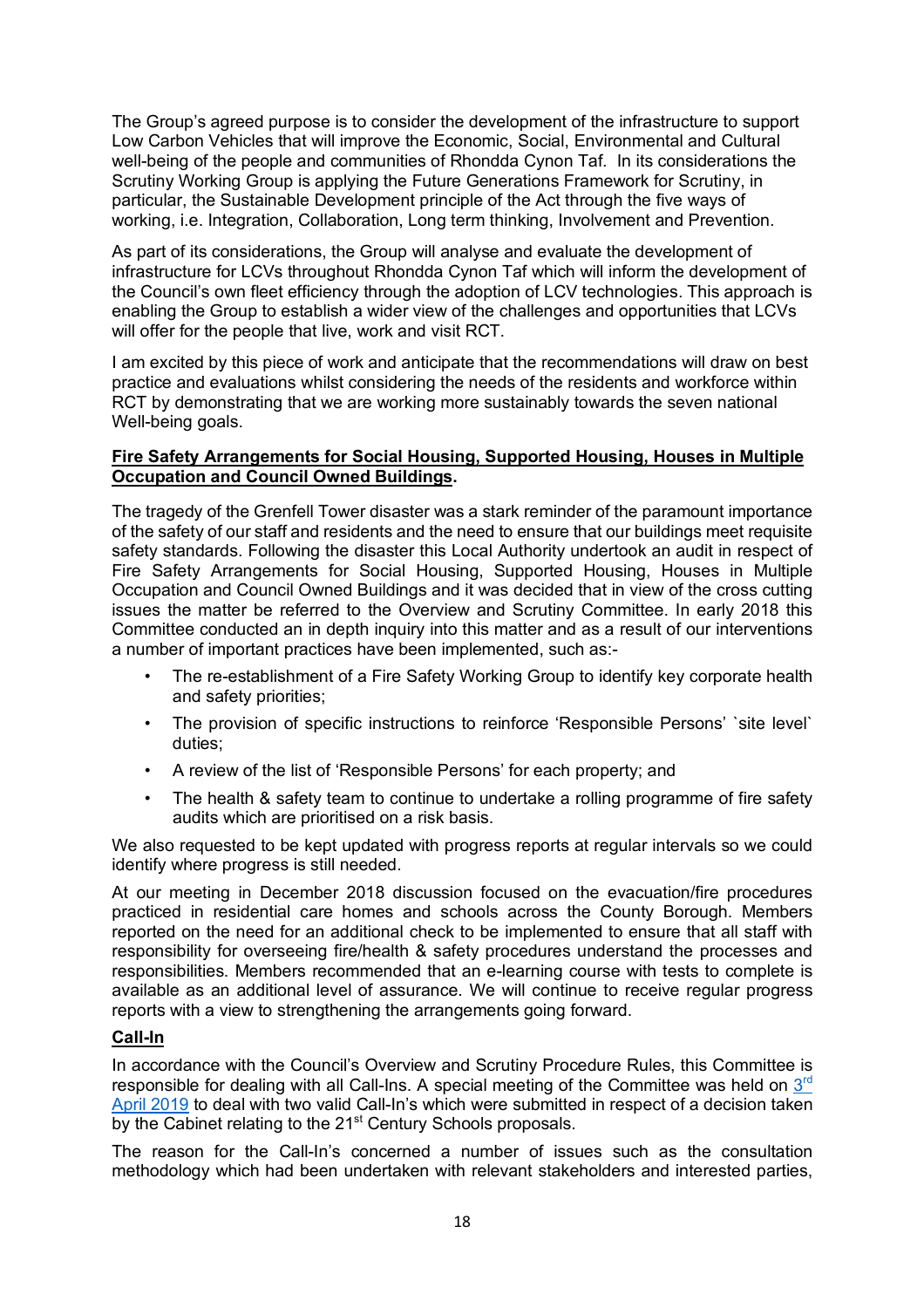The Group's agreed purpose is to consider the development of the infrastructure to support Low Carbon Vehicles that will improve the Economic, Social, Environmental and Cultural well-being of the people and communities of Rhondda Cynon Taf. In its considerations the Scrutiny Working Group is applying the Future Generations Framework for Scrutiny, in particular, the Sustainable Development principle of the Act through the five ways of working, i.e. Integration, Collaboration, Long term thinking, Involvement and Prevention.

As part of its considerations, the Group will analyse and evaluate the development of infrastructure for LCVs throughout Rhondda Cynon Taf which will inform the development of the Council's own fleet efficiency through the adoption of LCV technologies. This approach is enabling the Group to establish a wider view of the challenges and opportunities that LCVs will offer for the people that live, work and visit RCT.

I am excited by this piece of work and anticipate that the recommendations will draw on best practice and evaluations whilst considering the needs of the residents and workforce within RCT by demonstrating that we are working more sustainably towards the seven national Well-being goals.

**Fire Safety Arrangements for Social Housing, Supported Housing, Houses in Multiple Occupation and Council Owned Buildings.**

The tragedy of the Grenfell Tower disaster was a stark reminder of the paramount importance of the safety of our staff and residents and the need to ensure that our buildings meet requisite safety standards. Following the disaster this Local Authority undertook an audit in respect of Fire Safety Arrangements for Social Housing, Supported Housing, Houses in Multiple Occupation and Council Owned Buildings and it was decided that in view of the cross cutting issues the matter be referred to the Overview and Scrutiny Committee. In early 2018 this Committee conducted an in depth inquiry into this matter and as a result of our interventions a number of important practices have been implemented, such as:-

- The re-establishment of a Fire Safety Working Group to identify key corporate health and safety priorities;
- The provision of specific instructions to reinforce 'Responsible Persons' `site level` duties;
- A review of the list of 'Responsible Persons' for each property; and
- The health & safety team to continue to undertake a rolling programme of fire safety audits which are prioritised on a risk basis.

We also requested to be kept updated with progress reports at regular intervals so we could identify where progress is still needed.

At our meeting in December 2018 discussion focused on the evacuation/fire procedures practiced in residential care homes and schools across the County Borough. Members reported on the need for an additional check to be implemented to ensure that all staff with responsibility for overseeing fire/health & safety procedures understand the processes and responsibilities. Members recommended that an e-learning course with tests to complete is available as an additional level of assurance. We will continue to receive regular progress reports with a view to strengthening the arrangements going forward.

**Call-In**

In accordance with the Council's Overview and Scrutiny Procedure Rules, this Committee is responsible for dealing with all Call-Ins. A special meeting of the Committee was held on 3rd April 2019 to deal with two valid Call-In's which were submitted in respect of a decision taken by the Cabinet relating to the 21st Century Schools proposals.

The reason for the Call-In's concerned a number of issues such as the consultation methodology which had been undertaken with relevant stakeholders and interested parties,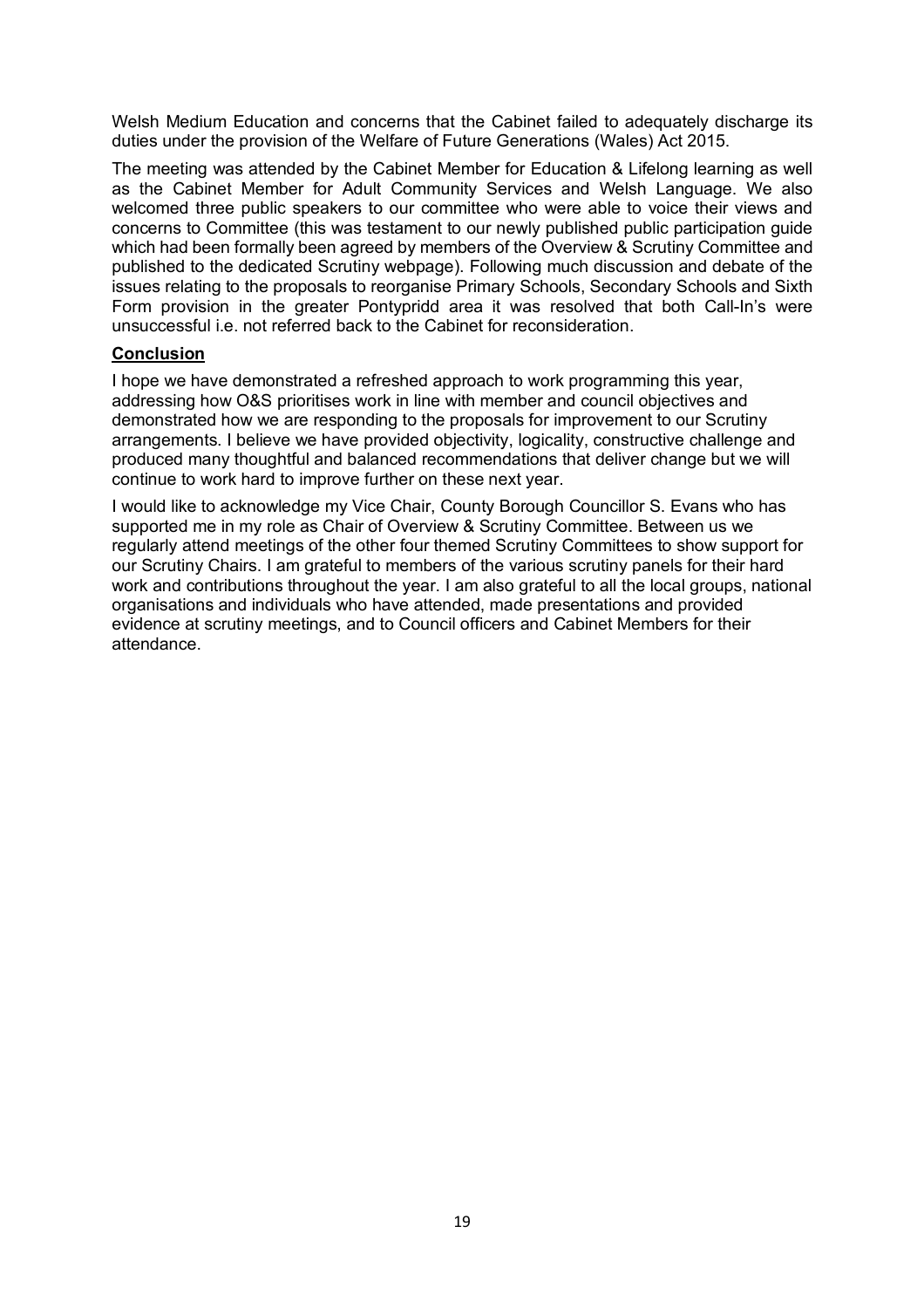Welsh Medium Education and concerns that the Cabinet failed to adequately discharge its duties under the provision of the Welfare of Future Generations (Wales) Act 2015.

The meeting was attended by the Cabinet Member for Education & Lifelong learning as well as the Cabinet Member for Adult Community Services and Welsh Language. We also welcomed three public speakers to our committee who were able to voice their views and concerns to Committee (this was testament to our newly published public participation guide which had been formally been agreed by members of the Overview & Scrutiny Committee and published to the dedicated Scrutiny webpage). Following much discussion and debate of the issues relating to the proposals to reorganise Primary Schools, Secondary Schools and Sixth Form provision in the greater Pontypridd area it was resolved that both Call-In's were unsuccessful i.e. not referred back to the Cabinet for reconsideration.

**Conclusion**

I hope we have demonstrated a refreshed approach to work programming this year, addressing how O&S prioritises work in line with member and council objectives and demonstrated how we are responding to the proposals for improvement to our Scrutiny arrangements. I believe we have provided objectivity, logicality, constructive challenge and produced many thoughtful and balanced recommendations that deliver change but we will continue to work hard to improve further on these next year.

I would like to acknowledge my Vice Chair, County Borough Councillor S. Evans who has supported me in my role as Chair of Overview & Scrutiny Committee. Between us we regularly attend meetings of the other four themed Scrutiny Committees to show support for our Scrutiny Chairs. I am grateful to members of the various scrutiny panels for their hard work and contributions throughout the year. I am also grateful to all the local groups, national organisations and individuals who have attended, made presentations and provided evidence at scrutiny meetings, and to Council officers and Cabinet Members for their attendance.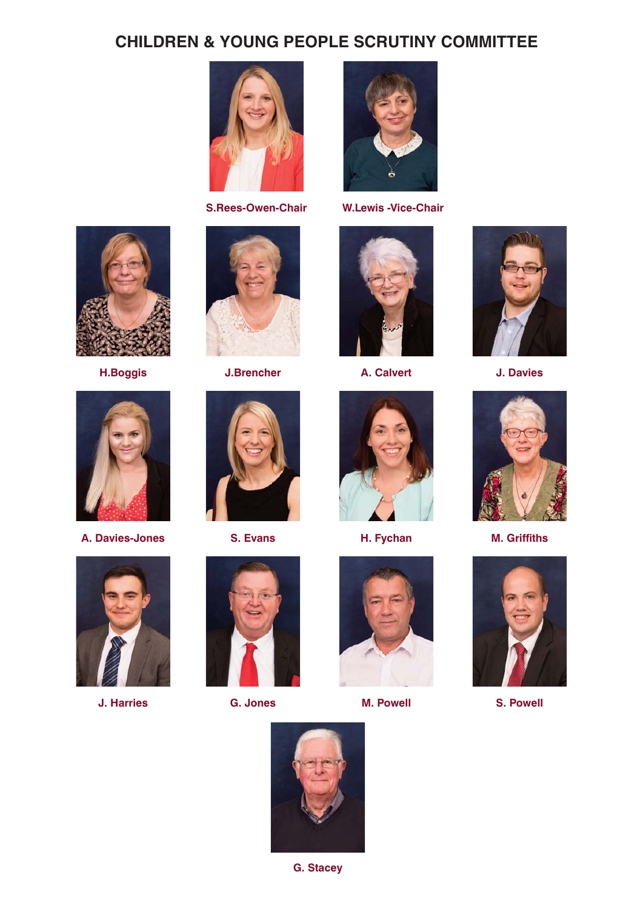# CHILDREN & YOUNG PEOPLE SCRUTINY COMMITTEE

**S.Rees-Owen-Chair**

**W.Lewis -Vice-Chair**

**H.Boggis**

**J.Brencher**

**A. Calvert**

**J. Davies**

**A. Davies-Jones**

**S. Evans**

**H. Fychan**

**M. Griffiths**

**J. Harries**

**G. Jones**

**M. Powell**

**S. Powell**

**G. Stacey**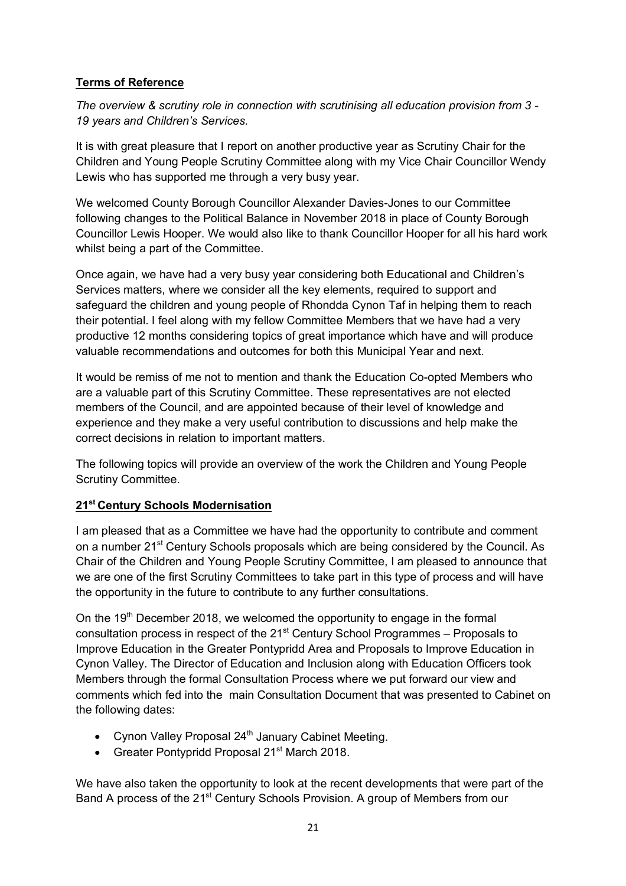**Terms of Reference**

*The overview & scrutiny role in connection with scrutinising all education provision from 3 - 19 years and Children's Services.*

It is with great pleasure that I report on another productive year as Scrutiny Chair for the Children and Young People Scrutiny Committee along with my Vice Chair Councillor Wendy Lewis who has supported me through a very busy year.

We welcomed County Borough Councillor Alexander Davies-Jones to our Committee following changes to the Political Balance in November 2018 in place of County Borough Councillor Lewis Hooper. We would also like to thank Councillor Hooper for all his hard work whilst being a part of the Committee.

Once again, we have had a very busy year considering both Educational and Children's Services matters, where we consider all the key elements, required to support and safeguard the children and young people of Rhondda Cynon Taf in helping them to reach their potential. I feel along with my fellow Committee Members that we have had a very productive 12 months considering topics of great importance which have and will produce valuable recommendations and outcomes for both this Municipal Year and next.

It would be remiss of me not to mention and thank the Education Co-opted Members who are a valuable part of this Scrutiny Committee. These representatives are not elected members of the Council, and are appointed because of their level of knowledge and experience and they make a very useful contribution to discussions and help make the correct decisions in relation to important matters.

The following topics will provide an overview of the work the Children and Young People Scrutiny Committee.

**21st Century Schools Modernisation**

I am pleased that as a Committee we have had the opportunity to contribute and comment on a number 21st Century Schools proposals which are being considered by the Council. As Chair of the Children and Young People Scrutiny Committee, I am pleased to announce that we are one of the first Scrutiny Committees to take part in this type of process and will have the opportunity in the future to contribute to any further consultations.

On the 19th December 2018, we welcomed the opportunity to engage in the formal consultation process in respect of the 21st Century School Programmes – Proposals to Improve Education in the Greater Pontypridd Area and Proposals to Improve Education in Cynon Valley. The Director of Education and Inclusion along with Education Officers took Members through the formal Consultation Process where we put forward our view and comments which fed into the main Consultation Document that was presented to Cabinet on the following dates:

- Cynon Valley Proposal 24th January Cabinet Meeting.
- Greater Pontypridd Proposal 21st March 2018.

We have also taken the opportunity to look at the recent developments that were part of the Band A process of the 21st Century Schools Provision. A group of Members from our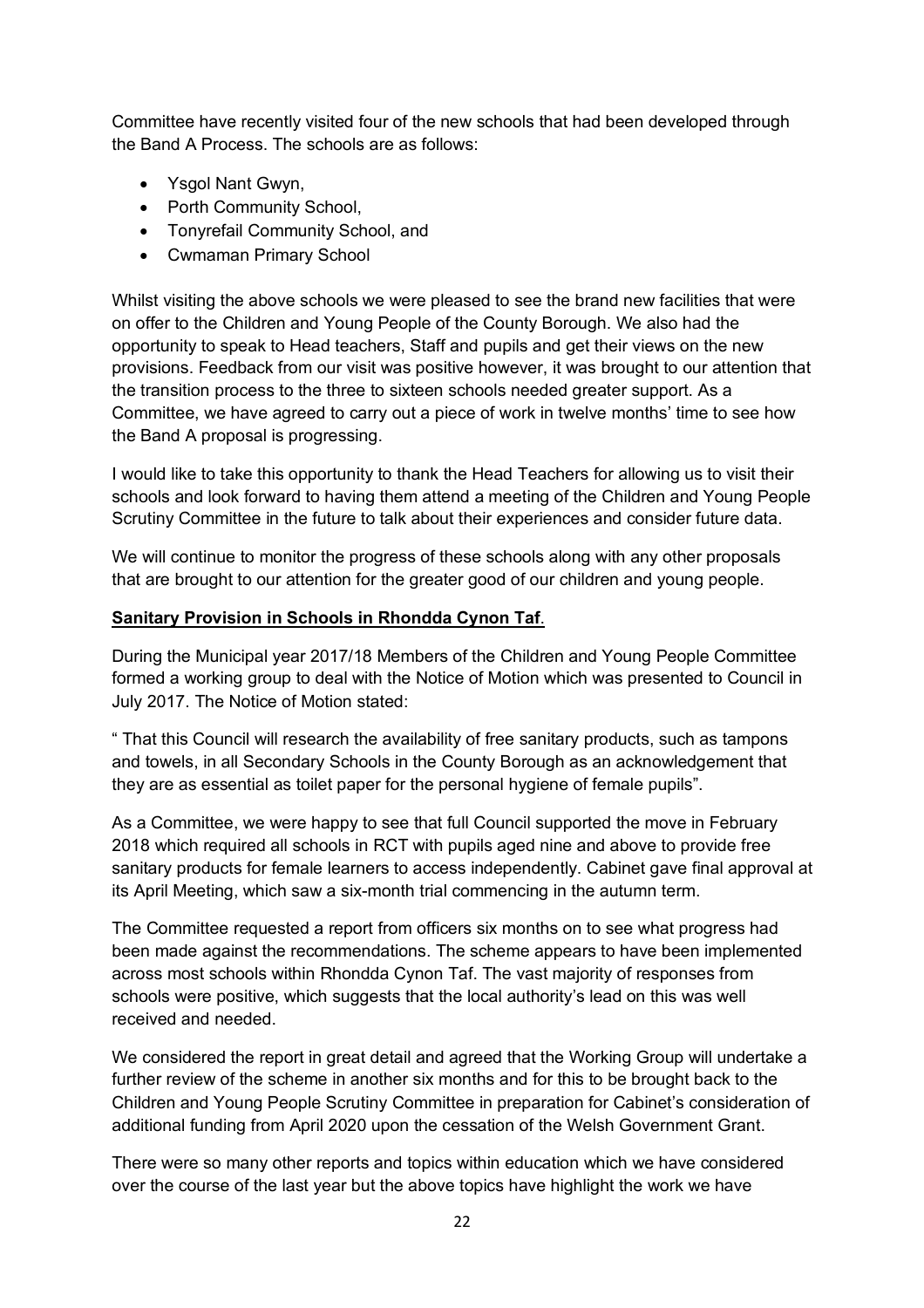Committee have recently visited four of the new schools that had been developed through the Band A Process. The schools are as follows:

- Ysgol Nant Gwyn,
- Porth Community School,
- Tonyrefail Community School, and
- Cwmaman Primary School

Whilst visiting the above schools we were pleased to see the brand new facilities that were on offer to the Children and Young People of the County Borough. We also had the opportunity to speak to Head teachers, Staff and pupils and get their views on the new provisions. Feedback from our visit was positive however, it was brought to our attention that the transition process to the three to sixteen schools needed greater support. As a Committee, we have agreed to carry out a piece of work in twelve months' time to see how the Band A proposal is progressing.

I would like to take this opportunity to thank the Head Teachers for allowing us to visit their schools and look forward to having them attend a meeting of the Children and Young People Scrutiny Committee in the future to talk about their experiences and consider future data.

We will continue to monitor the progress of these schools along with any other proposals that are brought to our attention for the greater good of our children and young people.

**Sanitary Provision in Schools in Rhondda Cynon Taf.**

During the Municipal year 2017/18 Members of the Children and Young People Committee formed a working group to deal with the Notice of Motion which was presented to Council in July 2017. The Notice of Motion stated:

" That this Council will research the availability of free sanitary products, such as tampons and towels, in all Secondary Schools in the County Borough as an acknowledgement that they are as essential as toilet paper for the personal hygiene of female pupils".

As a Committee, we were happy to see that full Council supported the move in February 2018 which required all schools in RCT with pupils aged nine and above to provide free sanitary products for female learners to access independently. Cabinet gave final approval at its April Meeting, which saw a six-month trial commencing in the autumn term.

The Committee requested a report from officers six months on to see what progress had been made against the recommendations. The scheme appears to have been implemented across most schools within Rhondda Cynon Taf. The vast majority of responses from schools were positive, which suggests that the local authority's lead on this was well received and needed.

We considered the report in great detail and agreed that the Working Group will undertake a further review of the scheme in another six months and for this to be brought back to the Children and Young People Scrutiny Committee in preparation for Cabinet's consideration of additional funding from April 2020 upon the cessation of the Welsh Government Grant.

There were so many other reports and topics within education which we have considered over the course of the last year but the above topics have highlight the work we have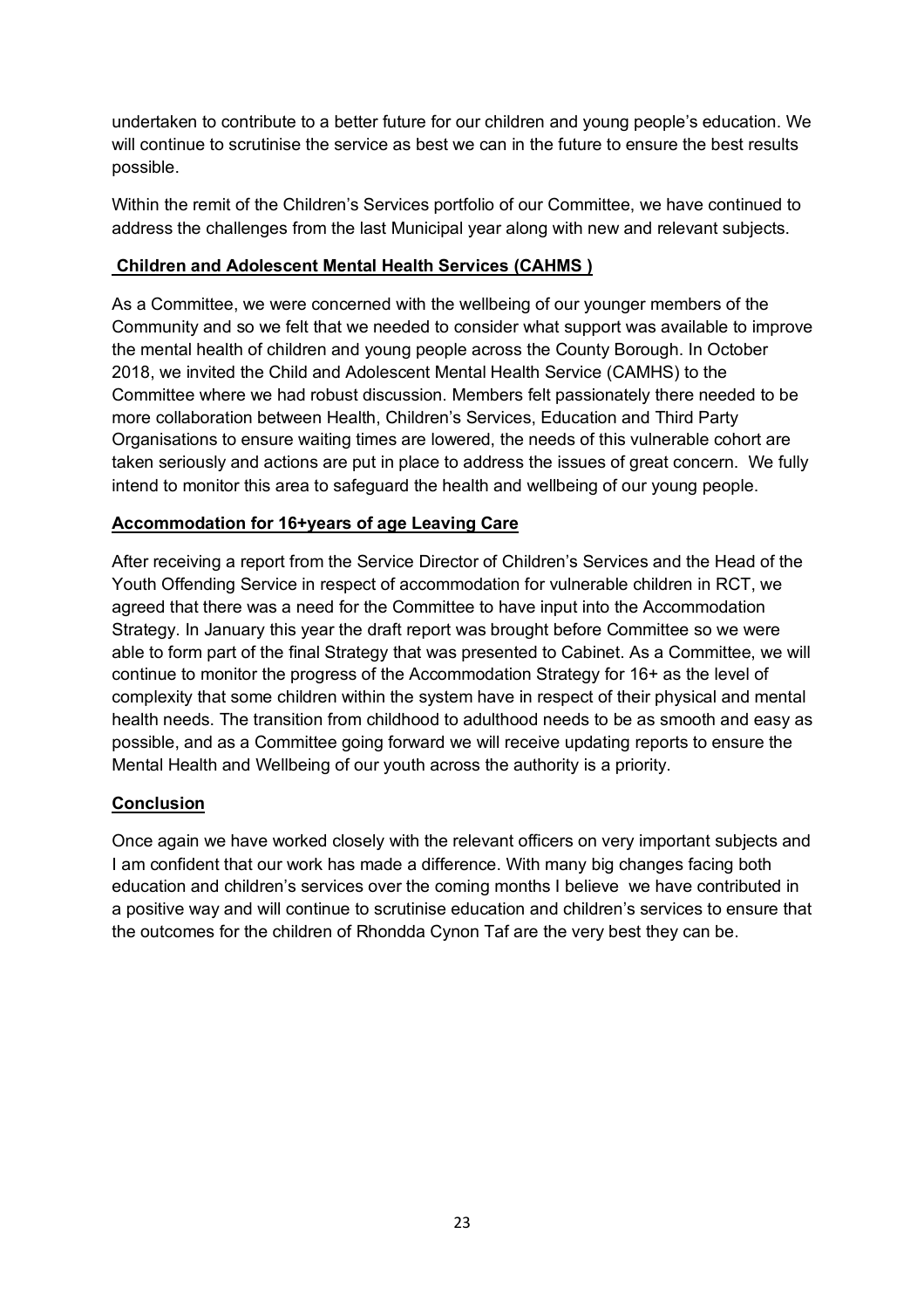undertaken to contribute to a better future for our children and young people's education. We will continue to scrutinise the service as best we can in the future to ensure the best results possible.

Within the remit of the Children's Services portfolio of our Committee, we have continued to address the challenges from the last Municipal year along with new and relevant subjects.

**Children and Adolescent Mental Health Services (CAHMS )**

As a Committee, we were concerned with the wellbeing of our younger members of the Community and so we felt that we needed to consider what support was available to improve the mental health of children and young people across the County Borough. In October 2018, we invited the Child and Adolescent Mental Health Service (CAMHS) to the Committee where we had robust discussion. Members felt passionately there needed to be more collaboration between Health, Children's Services, Education and Third Party Organisations to ensure waiting times are lowered, the needs of this vulnerable cohort are taken seriously and actions are put in place to address the issues of great concern. We fully intend to monitor this area to safeguard the health and wellbeing of our young people.

**Accommodation for 16+years of age Leaving Care**

After receiving a report from the Service Director of Children's Services and the Head of the Youth Offending Service in respect of accommodation for vulnerable children in RCT, we agreed that there was a need for the Committee to have input into the Accommodation Strategy. In January this year the draft report was brought before Committee so we were able to form part of the final Strategy that was presented to Cabinet. As a Committee, we will continue to monitor the progress of the Accommodation Strategy for 16+ as the level of complexity that some children within the system have in respect of their physical and mental health needs. The transition from childhood to adulthood needs to be as smooth and easy as possible, and as a Committee going forward we will receive updating reports to ensure the Mental Health and Wellbeing of our youth across the authority is a priority.

**Conclusion**

Once again we have worked closely with the relevant officers on very important subjects and I am confident that our work has made a difference. With many big changes facing both education and children's services over the coming months I believe we have contributed in a positive way and will continue to scrutinise education and children's services to ensure that the outcomes for the children of Rhondda Cynon Taf are the very best they can be.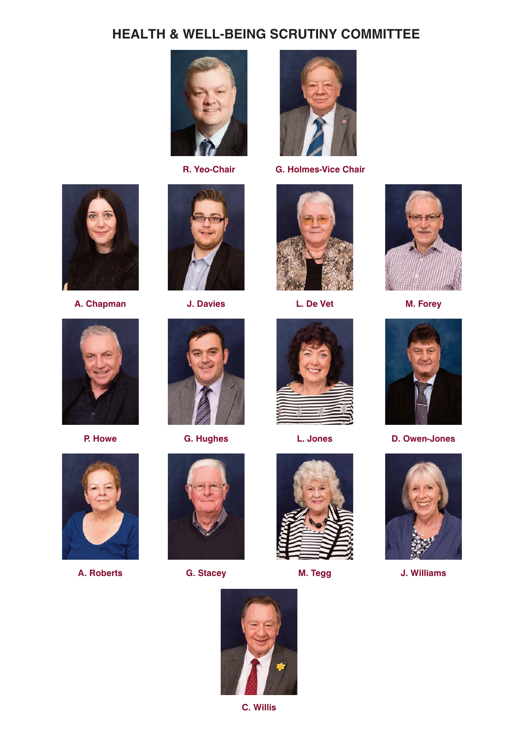# HEALTH & WELL-BEING SCRUTINY COMMITTEE

R. Yeo-Chair

G. Holmes-Vice Chair

A. Chapman

J. Davies

L. De Vet

M. Forey

P. Howe

G. Hughes

L. Jones

D. Owen-Jones

A. Roberts

G. Stacey

M. Tegg

J. Williams

C. Willis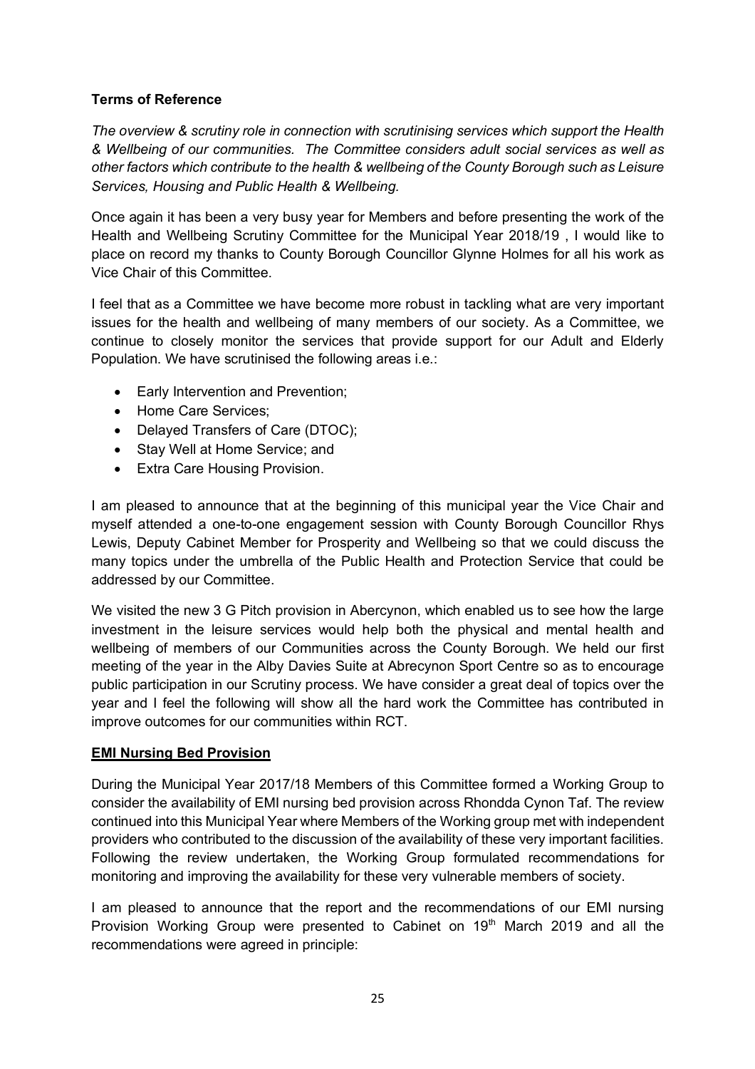**Terms of Reference**

*The overview & scrutiny role in connection with scrutinising services which support the Health & Wellbeing of our communities. The Committee considers adult social services as well as other factors which contribute to the health & wellbeing of the County Borough such as Leisure Services, Housing and Public Health & Wellbeing.*

Once again it has been a very busy year for Members and before presenting the work of the Health and Wellbeing Scrutiny Committee for the Municipal Year 2018/19 , I would like to place on record my thanks to County Borough Councillor Glynne Holmes for all his work as Vice Chair of this Committee.

I feel that as a Committee we have become more robust in tackling what are very important issues for the health and wellbeing of many members of our society. As a Committee, we continue to closely monitor the services that provide support for our Adult and Elderly Population. We have scrutinised the following areas i.e.:

- Early Intervention and Prevention;
- Home Care Services;
- Delayed Transfers of Care (DTOC);
- Stay Well at Home Service; and
- Extra Care Housing Provision.

I am pleased to announce that at the beginning of this municipal year the Vice Chair and myself attended a one-to-one engagement session with County Borough Councillor Rhys Lewis, Deputy Cabinet Member for Prosperity and Wellbeing so that we could discuss the many topics under the umbrella of the Public Health and Protection Service that could be addressed by our Committee.

We visited the new 3 G Pitch provision in Abercynon, which enabled us to see how the large investment in the leisure services would help both the physical and mental health and wellbeing of members of our Communities across the County Borough. We held our first meeting of the year in the Alby Davies Suite at Abrecynon Sport Centre so as to encourage public participation in our Scrutiny process. We have consider a great deal of topics over the year and I feel the following will show all the hard work the Committee has contributed in improve outcomes for our communities within RCT.

**EMI Nursing Bed Provision**

During the Municipal Year 2017/18 Members of this Committee formed a Working Group to consider the availability of EMI nursing bed provision across Rhondda Cynon Taf. The review continued into this Municipal Year where Members of the Working group met with independent providers who contributed to the discussion of the availability of these very important facilities. Following the review undertaken, the Working Group formulated recommendations for monitoring and improving the availability for these very vulnerable members of society.

I am pleased to announce that the report and the recommendations of our EMI nursing Provision Working Group were presented to Cabinet on 19th March 2019 and all the recommendations were agreed in principle: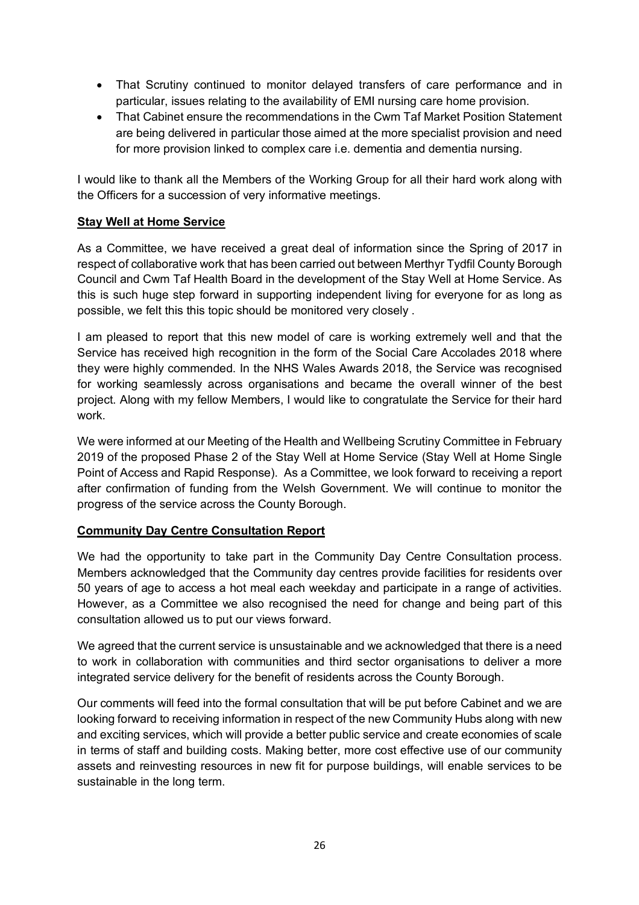- That Scrutiny continued to monitor delayed transfers of care performance and in particular, issues relating to the availability of EMI nursing care home provision.
- That Cabinet ensure the recommendations in the Cwm Taf Market Position Statement are being delivered in particular those aimed at the more specialist provision and need for more provision linked to complex care i.e. dementia and dementia nursing.

I would like to thank all the Members of the Working Group for all their hard work along with the Officers for a succession of very informative meetings.

**Stay Well at Home Service**

As a Committee, we have received a great deal of information since the Spring of 2017 in respect of collaborative work that has been carried out between Merthyr Tydfil County Borough Council and Cwm Taf Health Board in the development of the Stay Well at Home Service. As this is such huge step forward in supporting independent living for everyone for as long as possible, we felt this this topic should be monitored very closely .

I am pleased to report that this new model of care is working extremely well and that the Service has received high recognition in the form of the Social Care Accolades 2018 where they were highly commended. In the NHS Wales Awards 2018, the Service was recognised for working seamlessly across organisations and became the overall winner of the best project. Along with my fellow Members, I would like to congratulate the Service for their hard work.

We were informed at our Meeting of the Health and Wellbeing Scrutiny Committee in February 2019 of the proposed Phase 2 of the Stay Well at Home Service (Stay Well at Home Single Point of Access and Rapid Response). As a Committee, we look forward to receiving a report after confirmation of funding from the Welsh Government. We will continue to monitor the progress of the service across the County Borough.

**Community Day Centre Consultation Report**

We had the opportunity to take part in the Community Day Centre Consultation process. Members acknowledged that the Community day centres provide facilities for residents over 50 years of age to access a hot meal each weekday and participate in a range of activities. However, as a Committee we also recognised the need for change and being part of this consultation allowed us to put our views forward.

We agreed that the current service is unsustainable and we acknowledged that there is a need to work in collaboration with communities and third sector organisations to deliver a more integrated service delivery for the benefit of residents across the County Borough.

Our comments will feed into the formal consultation that will be put before Cabinet and we are looking forward to receiving information in respect of the new Community Hubs along with new and exciting services, which will provide a better public service and create economies of scale in terms of staff and building costs. Making better, more cost effective use of our community assets and reinvesting resources in new fit for purpose buildings, will enable services to be sustainable in the long term.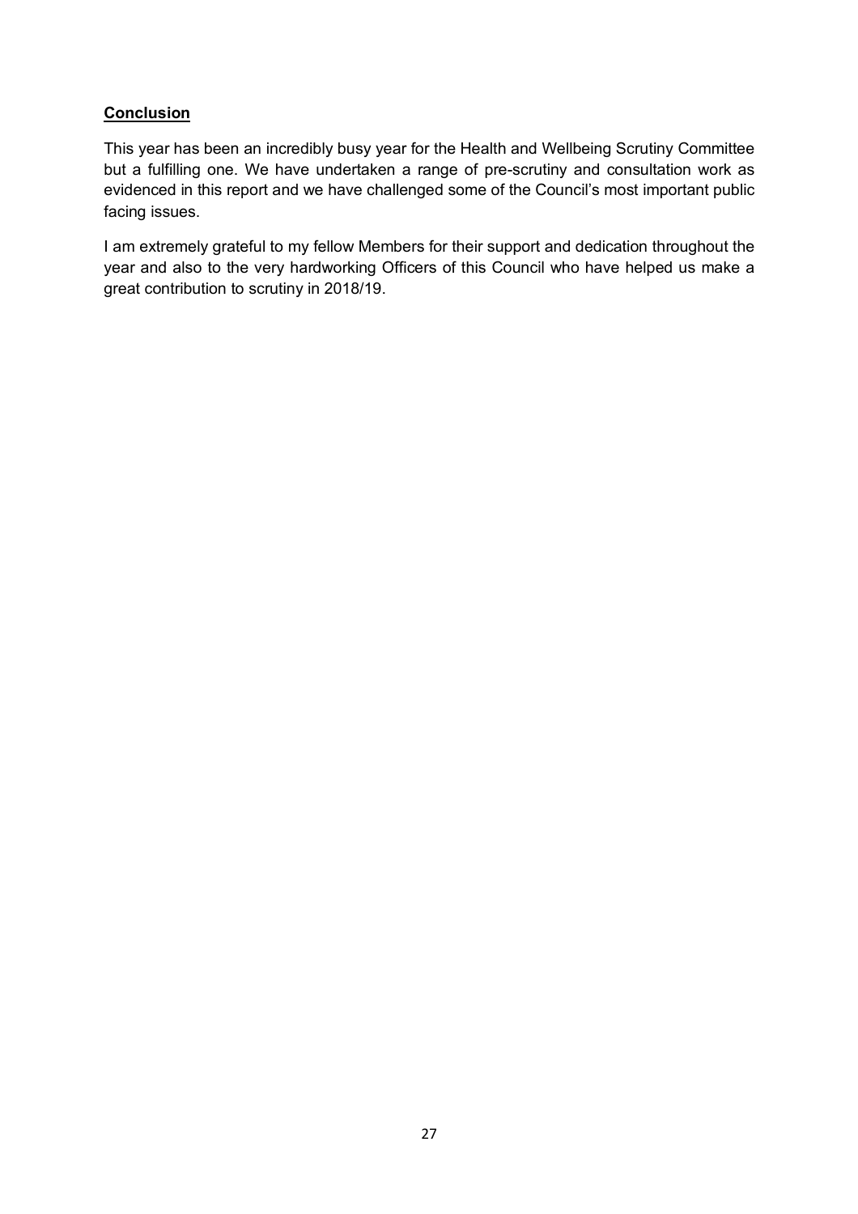**Conclusion**

This year has been an incredibly busy year for the Health and Wellbeing Scrutiny Committee but a fulfilling one. We have undertaken a range of pre-scrutiny and consultation work as evidenced in this report and we have challenged some of the Council's most important public facing issues.

I am extremely grateful to my fellow Members for their support and dedication throughout the year and also to the very hardworking Officers of this Council who have helped us make a great contribution to scrutiny in 2018/19.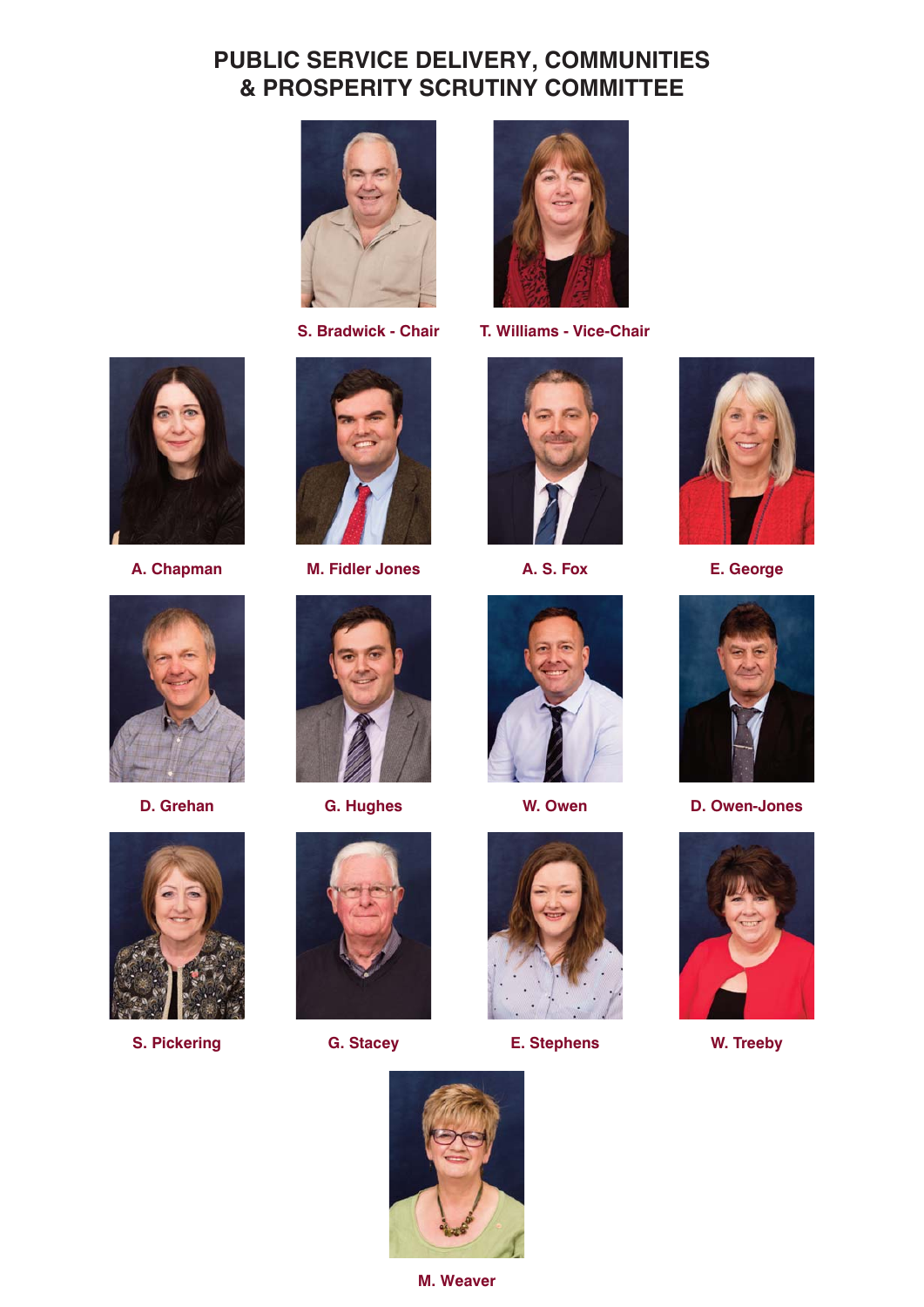# PUBLIC SERVICE DELIVERY, COMMUNITIES & PROSPERITY SCRUTINY COMMITTEE

S. Bradwick - Chair

T. Williams - Vice-Chair

A. Chapman

M. Fidler Jones

A. S. Fox

E. George

D. Grehan

G. Hughes

W. Owen

D. Owen-Jones

S. Pickering

G. Stacey

E. Stephens

W. Treeby

M. Weaver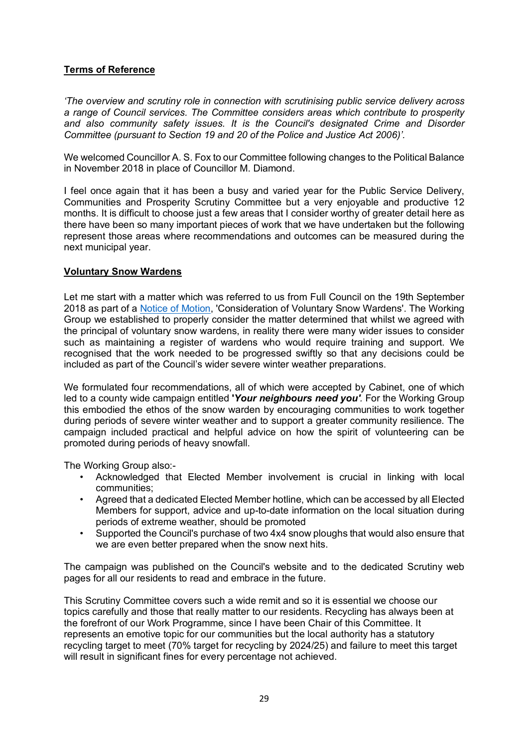**Terms of Reference**

*'The overview and scrutiny role in connection with scrutinising public service delivery across a range of Council services. The Committee considers areas which contribute to prosperity and also community safety issues. It is the Council's designated Crime and Disorder Committee (pursuant to Section 19 and 20 of the Police and Justice Act 2006)'.*

We welcomed Councillor A. S. Fox to our Committee following changes to the Political Balance in November 2018 in place of Councillor M. Diamond.

I feel once again that it has been a busy and varied year for the Public Service Delivery, Communities and Prosperity Scrutiny Committee but a very enjoyable and productive 12 months. It is difficult to choose just a few areas that I consider worthy of greater detail here as there have been so many important pieces of work that we have undertaken but the following represent those areas where recommendations and outcomes can be measured during the next municipal year.

**Voluntary Snow Wardens**

Let me start with a matter which was referred to us from Full Council on the 19th September 2018 as part of a Notice of Motion, 'Consideration of Voluntary Snow Wardens'. The Working Group we established to properly consider the matter determined that whilst we agreed with the principal of voluntary snow wardens, in reality there were many wider issues to consider such as maintaining a register of wardens who would require training and support. We recognised that the work needed to be progressed swiftly so that any decisions could be included as part of the Council's wider severe winter weather preparations.

We formulated four recommendations, all of which were accepted by Cabinet, one of which led to a county wide campaign entitled ***'Your neighbours need you'***. For the Working Group this embodied the ethos of the snow warden by encouraging communities to work together during periods of severe winter weather and to support a greater community resilience. The campaign included practical and helpful advice on how the spirit of volunteering can be promoted during periods of heavy snowfall.

The Working Group also:-

- Acknowledged that Elected Member involvement is crucial in linking with local communities;
- Agreed that a dedicated Elected Member hotline, which can be accessed by all Elected Members for support, advice and up-to-date information on the local situation during periods of extreme weather, should be promoted
- Supported the Council's purchase of two 4x4 snow ploughs that would also ensure that we are even better prepared when the snow next hits.

The campaign was published on the Council's website and to the dedicated Scrutiny web pages for all our residents to read and embrace in the future.

This Scrutiny Committee covers such a wide remit and so it is essential we choose our topics carefully and those that really matter to our residents. Recycling has always been at the forefront of our Work Programme, since I have been Chair of this Committee. It represents an emotive topic for our communities but the local authority has a statutory recycling target to meet (70% target for recycling by 2024/25) and failure to meet this target will result in significant fines for every percentage not achieved.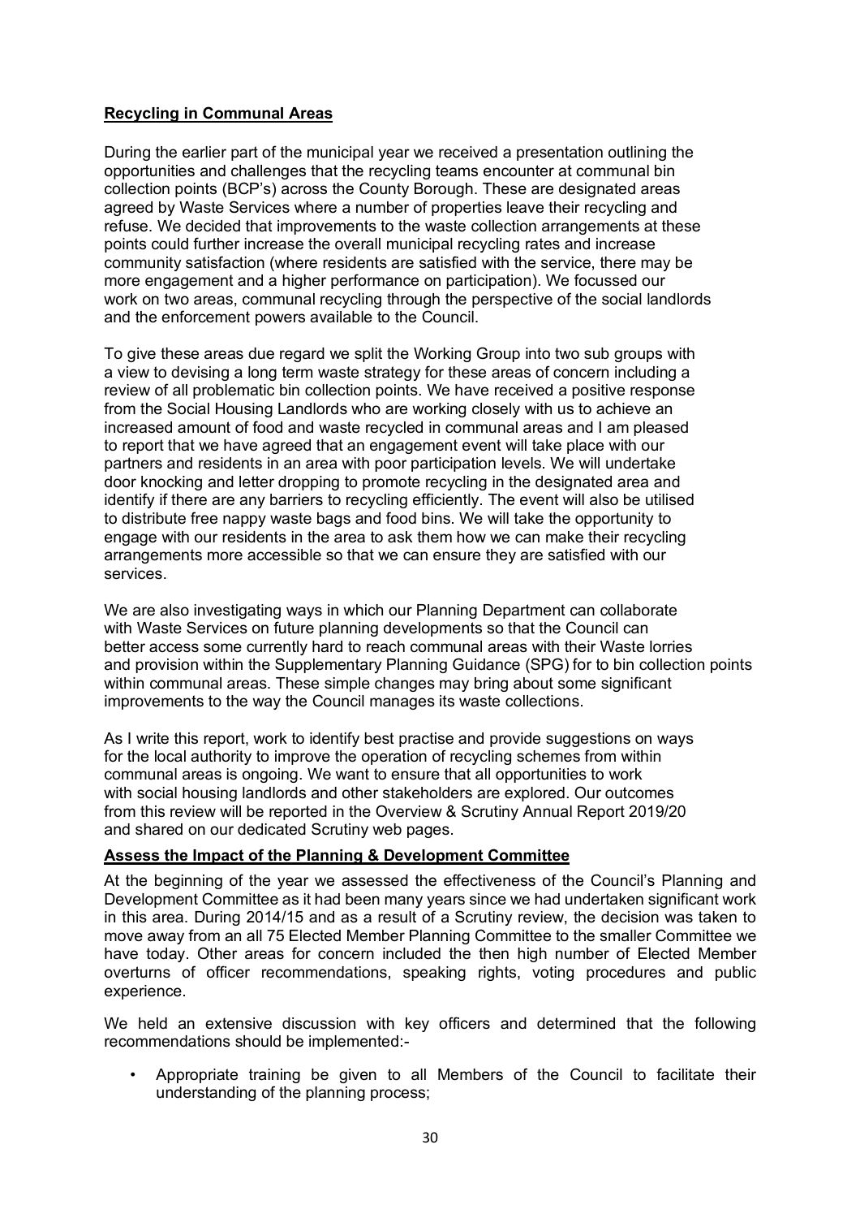**Recycling in Communal Areas**

During the earlier part of the municipal year we received a presentation outlining the opportunities and challenges that the recycling teams encounter at communal bin collection points (BCP's) across the County Borough. These are designated areas agreed by Waste Services where a number of properties leave their recycling and refuse. We decided that improvements to the waste collection arrangements at these points could further increase the overall municipal recycling rates and increase community satisfaction (where residents are satisfied with the service, there may be more engagement and a higher performance on participation). We focussed our work on two areas, communal recycling through the perspective of the social landlords and the enforcement powers available to the Council.

To give these areas due regard we split the Working Group into two sub groups with a view to devising a long term waste strategy for these areas of concern including a review of all problematic bin collection points. We have received a positive response from the Social Housing Landlords who are working closely with us to achieve an increased amount of food and waste recycled in communal areas and I am pleased to report that we have agreed that an engagement event will take place with our partners and residents in an area with poor participation levels. We will undertake door knocking and letter dropping to promote recycling in the designated area and identify if there are any barriers to recycling efficiently. The event will also be utilised to distribute free nappy waste bags and food bins. We will take the opportunity to engage with our residents in the area to ask them how we can make their recycling arrangements more accessible so that we can ensure they are satisfied with our services.

We are also investigating ways in which our Planning Department can collaborate with Waste Services on future planning developments so that the Council can better access some currently hard to reach communal areas with their Waste lorries and provision within the Supplementary Planning Guidance (SPG) for to bin collection points within communal areas. These simple changes may bring about some significant improvements to the way the Council manages its waste collections.

As I write this report, work to identify best practise and provide suggestions on ways for the local authority to improve the operation of recycling schemes from within communal areas is ongoing. We want to ensure that all opportunities to work with social housing landlords and other stakeholders are explored. Our outcomes from this review will be reported in the Overview & Scrutiny Annual Report 2019/20 and shared on our dedicated Scrutiny web pages.

**Assess the Impact of the Planning & Development Committee**

At the beginning of the year we assessed the effectiveness of the Council's Planning and Development Committee as it had been many years since we had undertaken significant work in this area. During 2014/15 and as a result of a Scrutiny review, the decision was taken to move away from an all 75 Elected Member Planning Committee to the smaller Committee we have today. Other areas for concern included the then high number of Elected Member overturns of officer recommendations, speaking rights, voting procedures and public experience.

We held an extensive discussion with key officers and determined that the following recommendations should be implemented:-

- Appropriate training be given to all Members of the Council to facilitate their understanding of the planning process;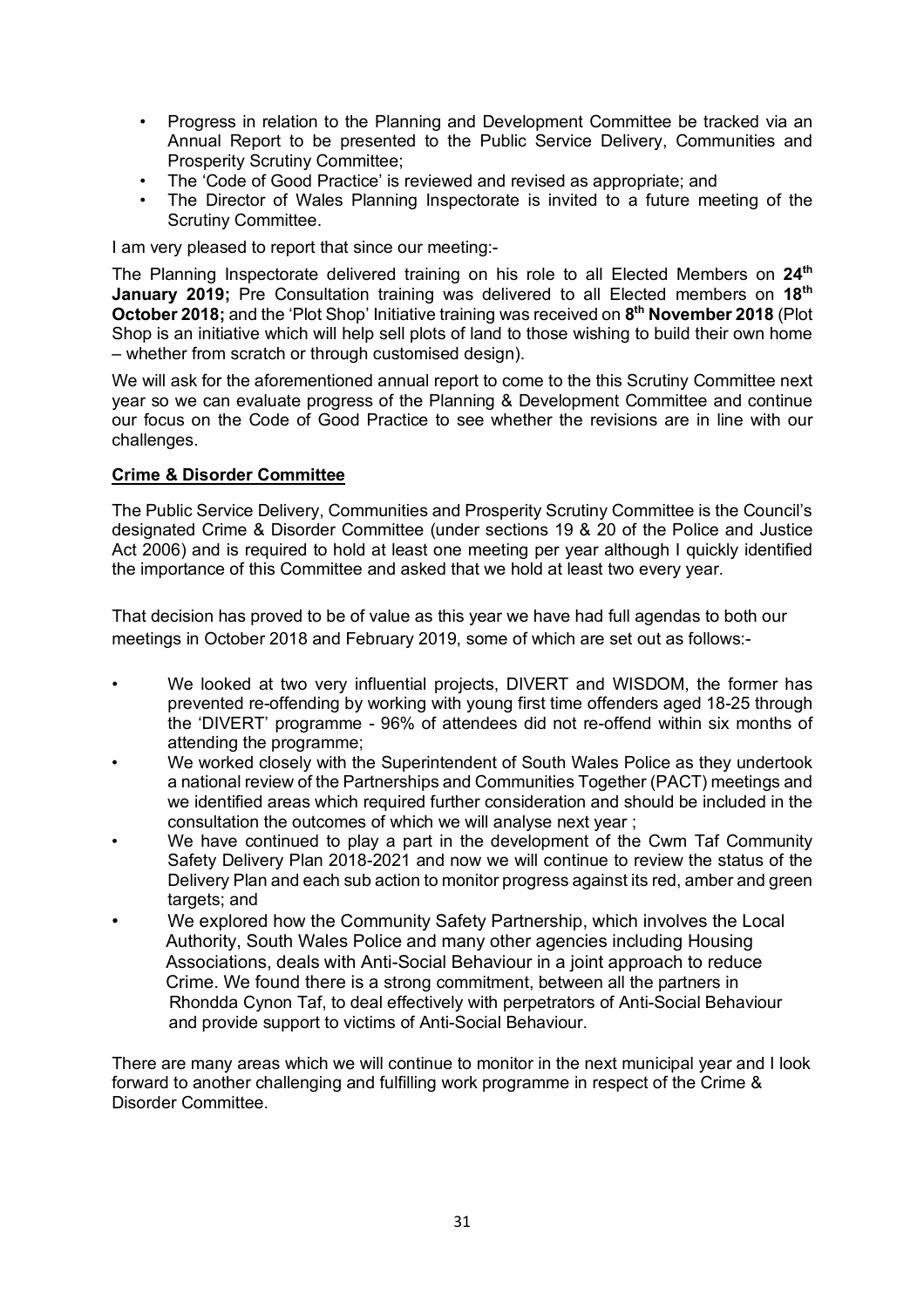- Progress in relation to the Planning and Development Committee be tracked via an Annual Report to be presented to the Public Service Delivery, Communities and Prosperity Scrutiny Committee;
- The 'Code of Good Practice' is reviewed and revised as appropriate; and
- The Director of Wales Planning Inspectorate is invited to a future meeting of the Scrutiny Committee.

I am very pleased to report that since our meeting:-

The Planning Inspectorate delivered training on his role to all Elected Members on **24th January 2019;** Pre Consultation training was delivered to all Elected members on **18th October 2018;** and the 'Plot Shop' Initiative training was received on **8th November 2018** (Plot Shop is an initiative which will help sell plots of land to those wishing to build their own home – whether from scratch or through customised design).

We will ask for the aforementioned annual report to come to the this Scrutiny Committee next year so we can evaluate progress of the Planning & Development Committee and continue our focus on the Code of Good Practice to see whether the revisions are in line with our challenges.

**Crime & Disorder Committee**

The Public Service Delivery, Communities and Prosperity Scrutiny Committee is the Council's designated Crime & Disorder Committee (under sections 19 & 20 of the Police and Justice Act 2006) and is required to hold at least one meeting per year although I quickly identified the importance of this Committee and asked that we hold at least two every year.

That decision has proved to be of value as this year we have had full agendas to both our meetings in October 2018 and February 2019, some of which are set out as follows:-

- We looked at two very influential projects, DIVERT and WISDOM, the former has prevented re-offending by working with young first time offenders aged 18-25 through the 'DIVERT' programme - 96% of attendees did not re-offend within six months of attending the programme;
- We worked closely with the Superintendent of South Wales Police as they undertook a national review of the Partnerships and Communities Together (PACT) meetings and we identified areas which required further consideration and should be included in the consultation the outcomes of which we will analyse next year ;
- We have continued to play a part in the development of the Cwm Taf Community Safety Delivery Plan 2018-2021 and now we will continue to review the status of the Delivery Plan and each sub action to monitor progress against its red, amber and green targets; and
- We explored how the Community Safety Partnership, which involves the Local Authority, South Wales Police and many other agencies including Housing Associations, deals with Anti-Social Behaviour in a joint approach to reduce Crime. We found there is a strong commitment, between all the partners in Rhondda Cynon Taf, to deal effectively with perpetrators of Anti-Social Behaviour and provide support to victims of Anti-Social Behaviour.

There are many areas which we will continue to monitor in the next municipal year and I look forward to another challenging and fulfilling work programme in respect of the Crime & Disorder Committee.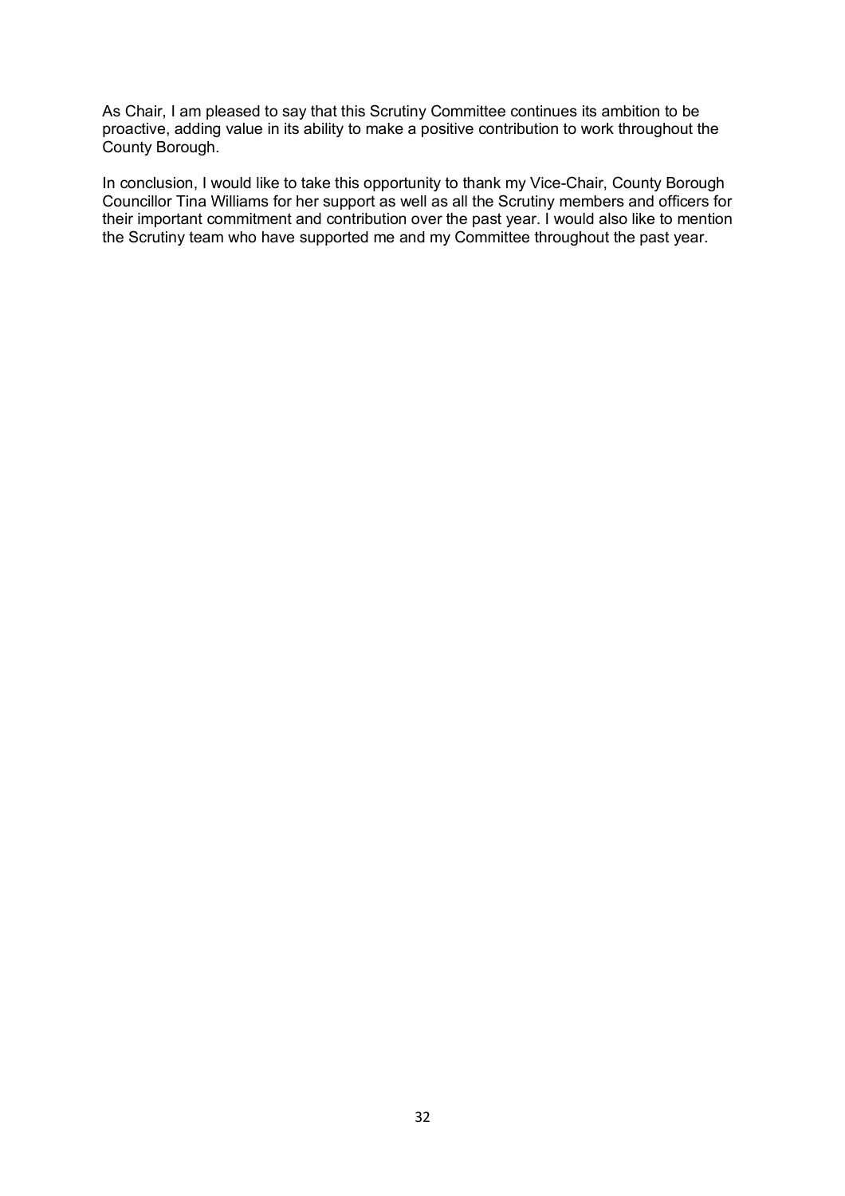As Chair, I am pleased to say that this Scrutiny Committee continues its ambition to be proactive, adding value in its ability to make a positive contribution to work throughout the County Borough.

In conclusion, I would like to take this opportunity to thank my Vice-Chair, County Borough Councillor Tina Williams for her support as well as all the Scrutiny members and officers for their important commitment and contribution over the past year. I would also like to mention the Scrutiny team who have supported me and my Committee throughout the past year.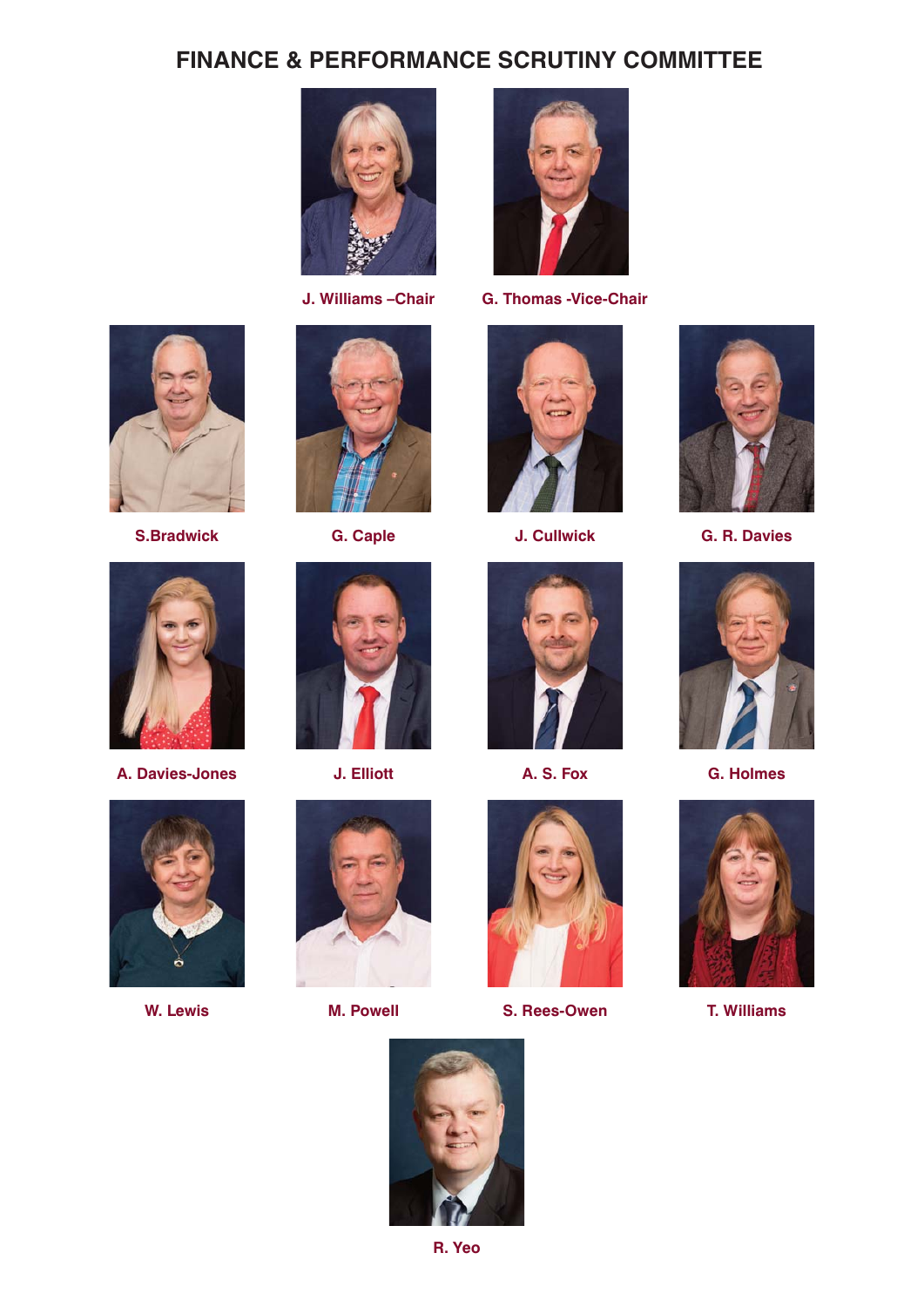# FINANCE & PERFORMANCE SCRUTINY COMMITTEE

**J. Williams –Chair**

**G. Thomas -Vice-Chair**

**S.Bradwick**

**G. Caple**

**J. Cullwick**

**G. R. Davies**

**A. Davies-Jones**

**J. Elliott**

**A. S. Fox**

**G. Holmes**

**W. Lewis**

**M. Powell**

**S. Rees-Owen**

**T. Williams**

**R. Yeo**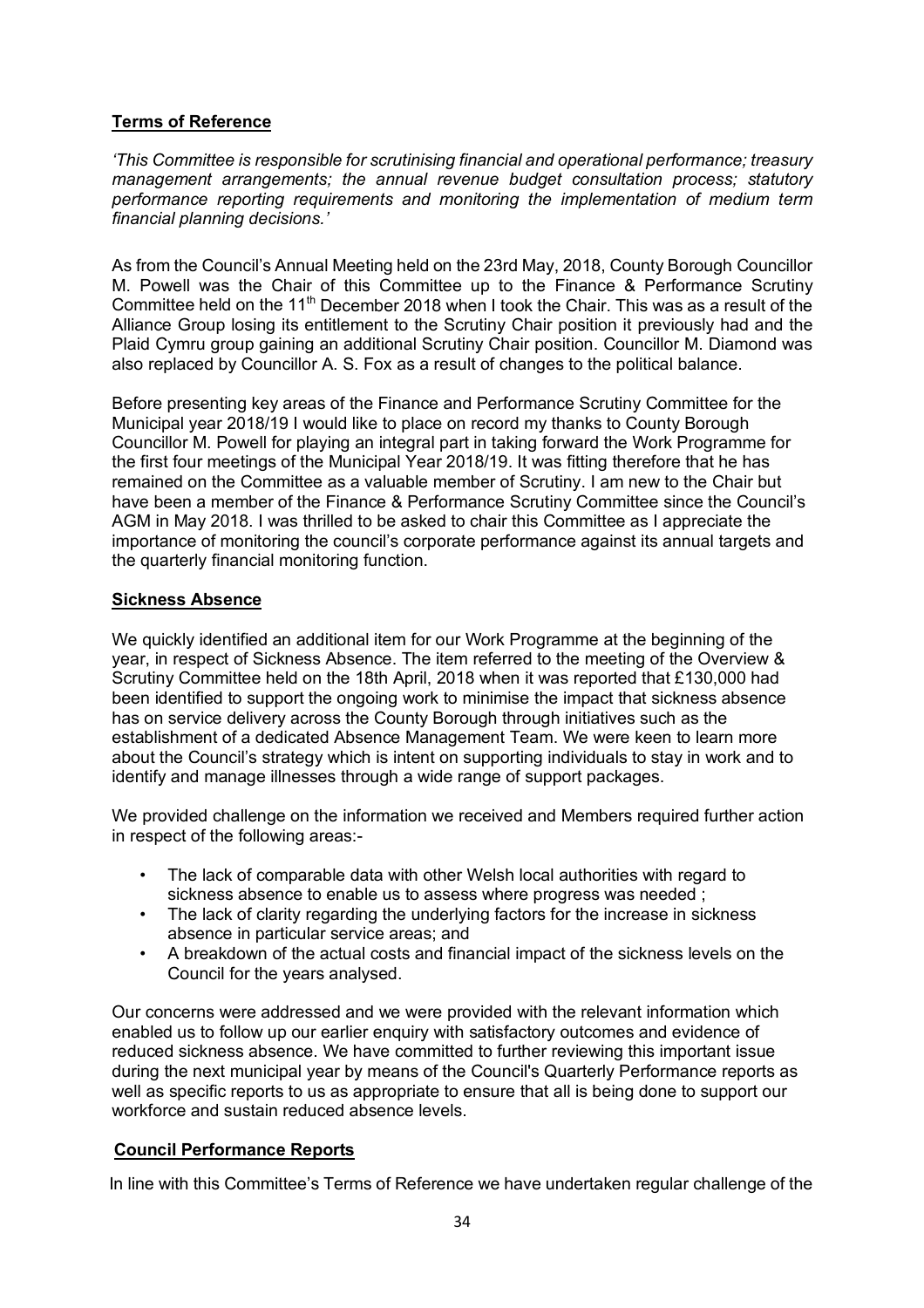## Terms of Reference

*'This Committee is responsible for scrutinising financial and operational performance; treasury management arrangements; the annual revenue budget consultation process; statutory performance reporting requirements and monitoring the implementation of medium term financial planning decisions.'*

As from the Council's Annual Meeting held on the 23rd May, 2018, County Borough Councillor M. Powell was the Chair of this Committee up to the Finance & Performance Scrutiny Committee held on the 11th December 2018 when I took the Chair. This was as a result of the Alliance Group losing its entitlement to the Scrutiny Chair position it previously had and the Plaid Cymru group gaining an additional Scrutiny Chair position. Councillor M. Diamond was also replaced by Councillor A. S. Fox as a result of changes to the political balance.

Before presenting key areas of the Finance and Performance Scrutiny Committee for the Municipal year 2018/19 I would like to place on record my thanks to County Borough Councillor M. Powell for playing an integral part in taking forward the Work Programme for the first four meetings of the Municipal Year 2018/19. It was fitting therefore that he has remained on the Committee as a valuable member of Scrutiny. I am new to the Chair but have been a member of the Finance & Performance Scrutiny Committee since the Council's AGM in May 2018. I was thrilled to be asked to chair this Committee as I appreciate the importance of monitoring the council's corporate performance against its annual targets and the quarterly financial monitoring function.

## Sickness Absence

We quickly identified an additional item for our Work Programme at the beginning of the year, in respect of Sickness Absence. The item referred to the meeting of the Overview & Scrutiny Committee held on the 18th April, 2018 when it was reported that £130,000 had been identified to support the ongoing work to minimise the impact that sickness absence has on service delivery across the County Borough through initiatives such as the establishment of a dedicated Absence Management Team. We were keen to learn more about the Council's strategy which is intent on supporting individuals to stay in work and to identify and manage illnesses through a wide range of support packages.

We provided challenge on the information we received and Members required further action in respect of the following areas:-

- The lack of comparable data with other Welsh local authorities with regard to sickness absence to enable us to assess where progress was needed ;
- The lack of clarity regarding the underlying factors for the increase in sickness absence in particular service areas; and
- A breakdown of the actual costs and financial impact of the sickness levels on the Council for the years analysed.

Our concerns were addressed and we were provided with the relevant information which enabled us to follow up our earlier enquiry with satisfactory outcomes and evidence of reduced sickness absence. We have committed to further reviewing this important issue during the next municipal year by means of the Council's Quarterly Performance reports as well as specific reports to us as appropriate to ensure that all is being done to support our workforce and sustain reduced absence levels.

## Council Performance Reports

In line with this Committee's Terms of Reference we have undertaken regular challenge of the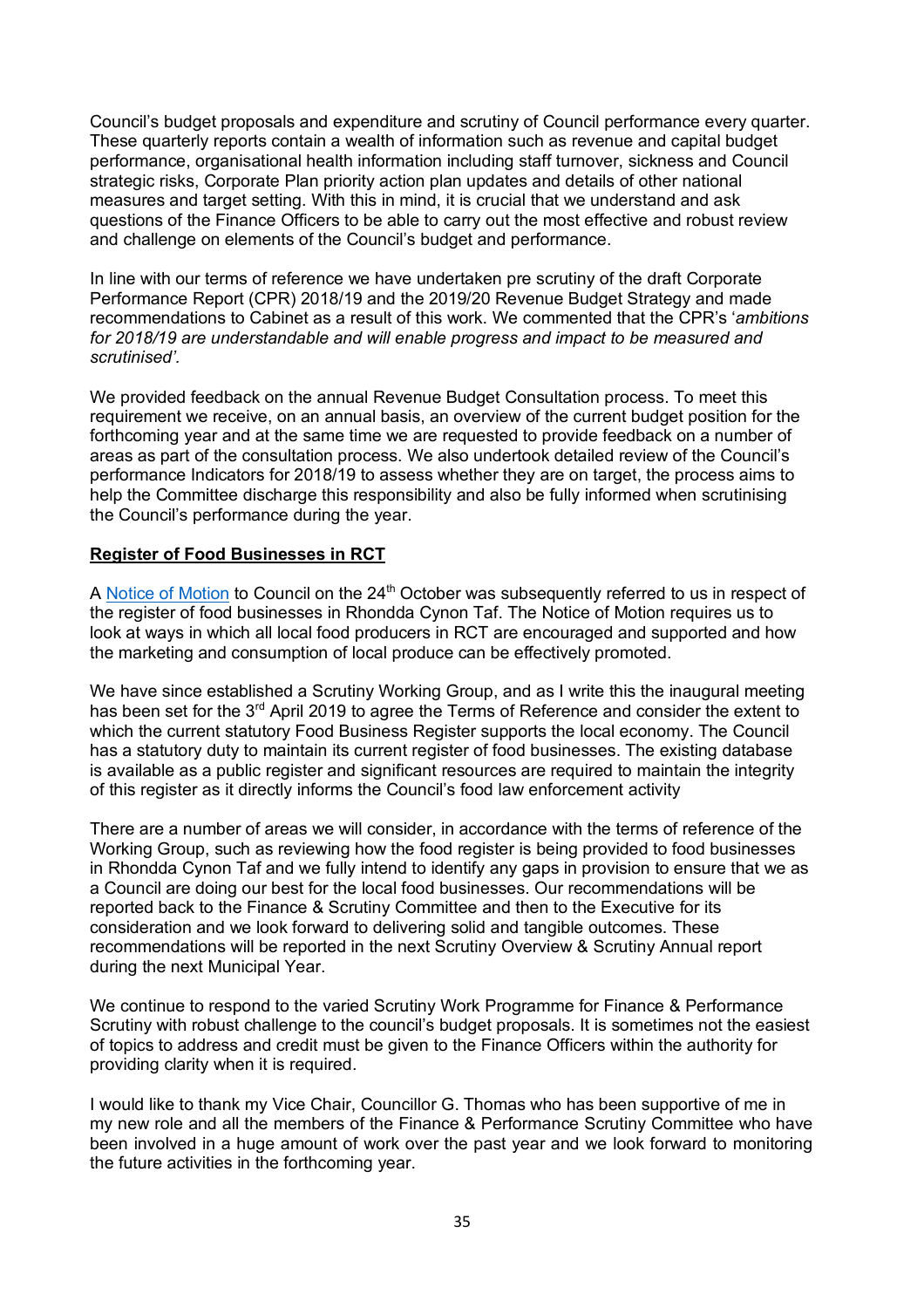Council's budget proposals and expenditure and scrutiny of Council performance every quarter. These quarterly reports contain a wealth of information such as revenue and capital budget performance, organisational health information including staff turnover, sickness and Council strategic risks, Corporate Plan priority action plan updates and details of other national measures and target setting. With this in mind, it is crucial that we understand and ask questions of the Finance Officers to be able to carry out the most effective and robust review and challenge on elements of the Council's budget and performance.

In line with our terms of reference we have undertaken pre scrutiny of the draft Corporate Performance Report (CPR) 2018/19 and the 2019/20 Revenue Budget Strategy and made recommendations to Cabinet as a result of this work. We commented that the CPR's '*ambitions for 2018/19 are understandable and will enable progress and impact to be measured and scrutinised'.*

We provided feedback on the annual Revenue Budget Consultation process. To meet this requirement we receive, on an annual basis, an overview of the current budget position for the forthcoming year and at the same time we are requested to provide feedback on a number of areas as part of the consultation process. We also undertook detailed review of the Council's performance Indicators for 2018/19 to assess whether they are on target, the process aims to help the Committee discharge this responsibility and also be fully informed when scrutinising the Council's performance during the year.

**Register of Food Businesses in RCT**

A Notice of Motion to Council on the 24th October was subsequently referred to us in respect of the register of food businesses in Rhondda Cynon Taf. The Notice of Motion requires us to look at ways in which all local food producers in RCT are encouraged and supported and how the marketing and consumption of local produce can be effectively promoted.

We have since established a Scrutiny Working Group, and as I write this the inaugural meeting has been set for the 3rd April 2019 to agree the Terms of Reference and consider the extent to which the current statutory Food Business Register supports the local economy. The Council has a statutory duty to maintain its current register of food businesses. The existing database is available as a public register and significant resources are required to maintain the integrity of this register as it directly informs the Council's food law enforcement activity

There are a number of areas we will consider, in accordance with the terms of reference of the Working Group, such as reviewing how the food register is being provided to food businesses in Rhondda Cynon Taf and we fully intend to identify any gaps in provision to ensure that we as a Council are doing our best for the local food businesses. Our recommendations will be reported back to the Finance & Scrutiny Committee and then to the Executive for its consideration and we look forward to delivering solid and tangible outcomes. These recommendations will be reported in the next Scrutiny Overview & Scrutiny Annual report during the next Municipal Year.

We continue to respond to the varied Scrutiny Work Programme for Finance & Performance Scrutiny with robust challenge to the council's budget proposals. It is sometimes not the easiest of topics to address and credit must be given to the Finance Officers within the authority for providing clarity when it is required.

I would like to thank my Vice Chair, Councillor G. Thomas who has been supportive of me in my new role and all the members of the Finance & Performance Scrutiny Committee who have been involved in a huge amount of work over the past year and we look forward to monitoring the future activities in the forthcoming year.